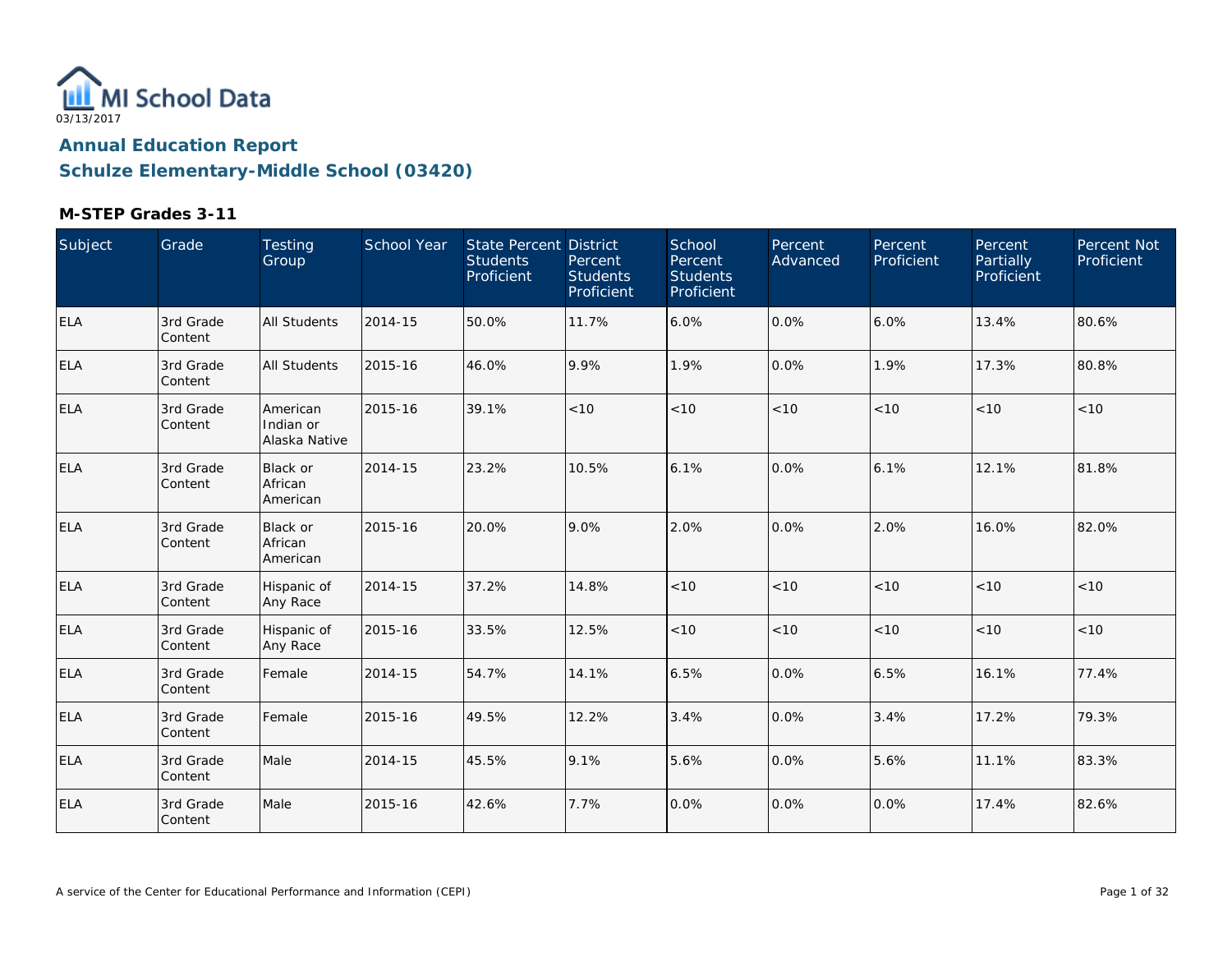MI School Data
03/13/2017

## Annual Education Report
## Schulze Elementary-Middle School (03420)

### M-STEP Grades 3-11

| Subject | Grade | Testing Group | School Year | State Percent Students Proficient | District Percent Students Proficient | School Percent Students Proficient | Percent Advanced | Percent Proficient | Percent Partially Proficient | Percent Not Proficient |
|---|---|---|---|---|---|---|---|---|---|---|
| ELA | 3rd Grade Content | All Students | 2014-15 | 50.0% | 11.7% | 6.0% | 0.0% | 6.0% | 13.4% | 80.6% |
| ELA | 3rd Grade Content | All Students | 2015-16 | 46.0% | 9.9% | 1.9% | 0.0% | 1.9% | 17.3% | 80.8% |
| ELA | 3rd Grade Content | American Indian or Alaska Native | 2015-16 | 39.1% | <10 | <10 | <10 | <10 | <10 | <10 |
| ELA | 3rd Grade Content | Black or African American | 2014-15 | 23.2% | 10.5% | 6.1% | 0.0% | 6.1% | 12.1% | 81.8% |
| ELA | 3rd Grade Content | Black or African American | 2015-16 | 20.0% | 9.0% | 2.0% | 0.0% | 2.0% | 16.0% | 82.0% |
| ELA | 3rd Grade Content | Hispanic of Any Race | 2014-15 | 37.2% | 14.8% | <10 | <10 | <10 | <10 | <10 |
| ELA | 3rd Grade Content | Hispanic of Any Race | 2015-16 | 33.5% | 12.5% | <10 | <10 | <10 | <10 | <10 |
| ELA | 3rd Grade Content | Female | 2014-15 | 54.7% | 14.1% | 6.5% | 0.0% | 6.5% | 16.1% | 77.4% |
| ELA | 3rd Grade Content | Female | 2015-16 | 49.5% | 12.2% | 3.4% | 0.0% | 3.4% | 17.2% | 79.3% |
| ELA | 3rd Grade Content | Male | 2014-15 | 45.5% | 9.1% | 5.6% | 0.0% | 5.6% | 11.1% | 83.3% |
| ELA | 3rd Grade Content | Male | 2015-16 | 42.6% | 7.7% | 0.0% | 0.0% | 0.0% | 17.4% | 82.6% |

A service of the Center for Educational Performance and Information (CEPI)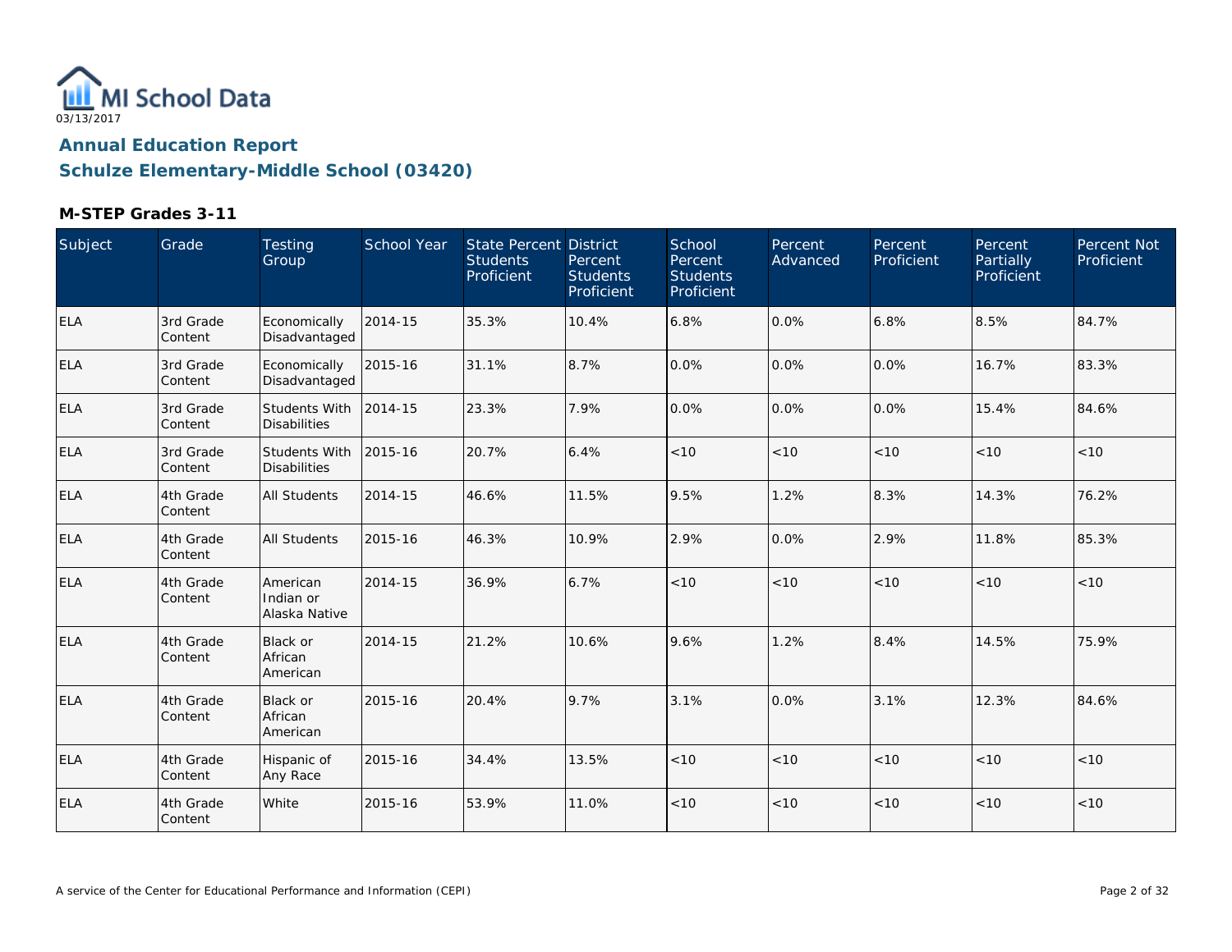03/13/2017

# Annual Education Report

## Schulze Elementary-Middle School (03420)

### M-STEP Grades 3-11

| Subject | Grade | Testing Group | School Year | State Percent Students Proficient | District Percent Students Proficient | School Percent Students Proficient | Percent Advanced | Percent Proficient | Percent Partially Proficient | Percent Not Proficient |
|---|---|---|---|---|---|---|---|---|---|---|
| ELA | 3rd Grade Content | Economically Disadvantaged | 2014-15 | 35.3% | 10.4% | 6.8% | 0.0% | 6.8% | 8.5% | 84.7% |
| ELA | 3rd Grade Content | Economically Disadvantaged | 2015-16 | 31.1% | 8.7% | 0.0% | 0.0% | 0.0% | 16.7% | 83.3% |
| ELA | 3rd Grade Content | Students With Disabilities | 2014-15 | 23.3% | 7.9% | 0.0% | 0.0% | 0.0% | 15.4% | 84.6% |
| ELA | 3rd Grade Content | Students With Disabilities | 2015-16 | 20.7% | 6.4% | <10 | <10 | <10 | <10 | <10 |
| ELA | 4th Grade Content | All Students | 2014-15 | 46.6% | 11.5% | 9.5% | 1.2% | 8.3% | 14.3% | 76.2% |
| ELA | 4th Grade Content | All Students | 2015-16 | 46.3% | 10.9% | 2.9% | 0.0% | 2.9% | 11.8% | 85.3% |
| ELA | 4th Grade Content | American Indian or Alaska Native | 2014-15 | 36.9% | 6.7% | <10 | <10 | <10 | <10 | <10 |
| ELA | 4th Grade Content | Black or African American | 2014-15 | 21.2% | 10.6% | 9.6% | 1.2% | 8.4% | 14.5% | 75.9% |
| ELA | 4th Grade Content | Black or African American | 2015-16 | 20.4% | 9.7% | 3.1% | 0.0% | 3.1% | 12.3% | 84.6% |
| ELA | 4th Grade Content | Hispanic of Any Race | 2015-16 | 34.4% | 13.5% | <10 | <10 | <10 | <10 | <10 |
| ELA | 4th Grade Content | White | 2015-16 | 53.9% | 11.0% | <10 | <10 | <10 | <10 | <10 |

A service of the Center for Educational Performance and Information (CEPI)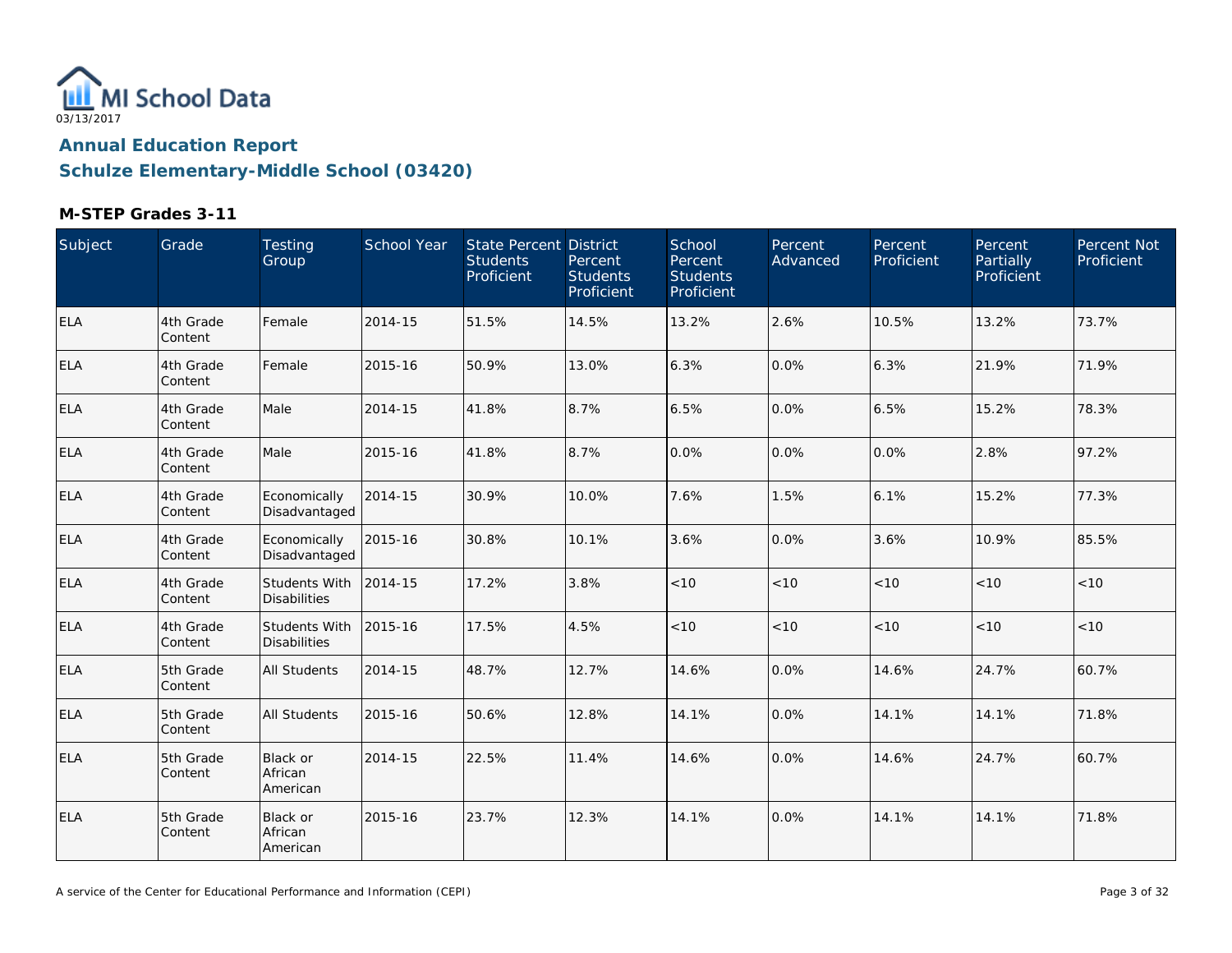# Annual Education Report

## Schulze Elementary-Middle School (03420)

### M-STEP Grades 3-11

| Subject | Grade | Testing Group | School Year | State Percent Students Proficient | District Percent Students Proficient | School Percent Students Proficient | Percent Advanced | Percent Proficient | Percent Partially Proficient | Percent Not Proficient |
|---|---|---|---|---|---|---|---|---|---|---|
| ELA | 4th Grade Content | Female | 2014-15 | 51.5% | 14.5% | 13.2% | 2.6% | 10.5% | 13.2% | 73.7% |
| ELA | 4th Grade Content | Female | 2015-16 | 50.9% | 13.0% | 6.3% | 0.0% | 6.3% | 21.9% | 71.9% |
| ELA | 4th Grade Content | Male | 2014-15 | 41.8% | 8.7% | 6.5% | 0.0% | 6.5% | 15.2% | 78.3% |
| ELA | 4th Grade Content | Male | 2015-16 | 41.8% | 8.7% | 0.0% | 0.0% | 0.0% | 2.8% | 97.2% |
| ELA | 4th Grade Content | Economically Disadvantaged | 2014-15 | 30.9% | 10.0% | 7.6% | 1.5% | 6.1% | 15.2% | 77.3% |
| ELA | 4th Grade Content | Economically Disadvantaged | 2015-16 | 30.8% | 10.1% | 3.6% | 0.0% | 3.6% | 10.9% | 85.5% |
| ELA | 4th Grade Content | Students With Disabilities | 2014-15 | 17.2% | 3.8% | <10 | <10 | <10 | <10 | <10 |
| ELA | 4th Grade Content | Students With Disabilities | 2015-16 | 17.5% | 4.5% | <10 | <10 | <10 | <10 | <10 |
| ELA | 5th Grade Content | All Students | 2014-15 | 48.7% | 12.7% | 14.6% | 0.0% | 14.6% | 24.7% | 60.7% |
| ELA | 5th Grade Content | All Students | 2015-16 | 50.6% | 12.8% | 14.1% | 0.0% | 14.1% | 14.1% | 71.8% |
| ELA | 5th Grade Content | Black or African American | 2014-15 | 22.5% | 11.4% | 14.6% | 0.0% | 14.6% | 24.7% | 60.7% |
| ELA | 5th Grade Content | Black or African American | 2015-16 | 23.7% | 12.3% | 14.1% | 0.0% | 14.1% | 14.1% | 71.8% |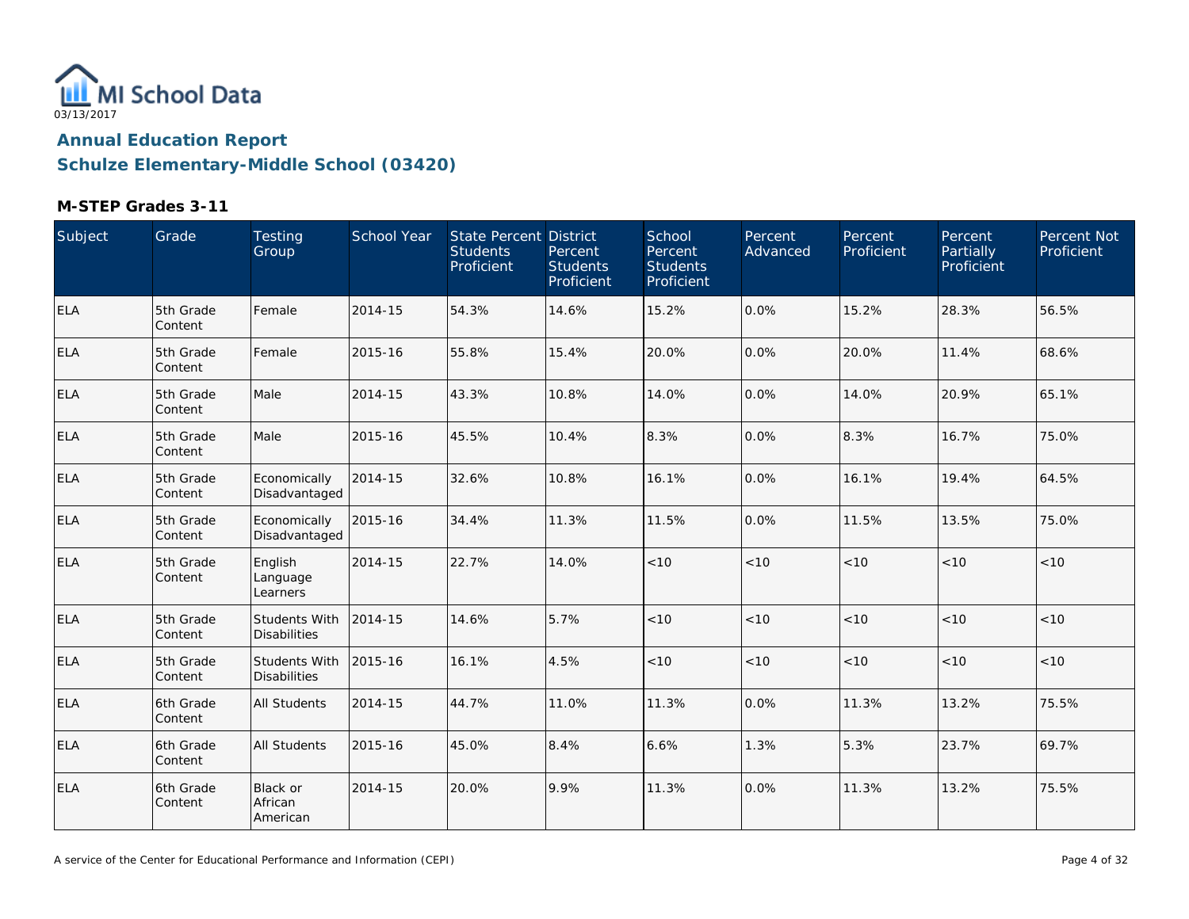MI School Data

03/13/2017

## Annual Education Report

## Schulze Elementary-Middle School (03420)

### M-STEP Grades 3-11

| Subject | Grade | Testing Group | School Year | State Percent Students Proficient | District Percent Students Proficient | School Percent Students Proficient | Percent Advanced | Percent Proficient | Percent Partially Proficient | Percent Not Proficient |
|---|---|---|---|---|---|---|---|---|---|---|
| ELA | 5th Grade Content | Female | 2014-15 | 54.3% | 14.6% | 15.2% | 0.0% | 15.2% | 28.3% | 56.5% |
| ELA | 5th Grade Content | Female | 2015-16 | 55.8% | 15.4% | 20.0% | 0.0% | 20.0% | 11.4% | 68.6% |
| ELA | 5th Grade Content | Male | 2014-15 | 43.3% | 10.8% | 14.0% | 0.0% | 14.0% | 20.9% | 65.1% |
| ELA | 5th Grade Content | Male | 2015-16 | 45.5% | 10.4% | 8.3% | 0.0% | 8.3% | 16.7% | 75.0% |
| ELA | 5th Grade Content | Economically Disadvantaged | 2014-15 | 32.6% | 10.8% | 16.1% | 0.0% | 16.1% | 19.4% | 64.5% |
| ELA | 5th Grade Content | Economically Disadvantaged | 2015-16 | 34.4% | 11.3% | 11.5% | 0.0% | 11.5% | 13.5% | 75.0% |
| ELA | 5th Grade Content | English Language Learners | 2014-15 | 22.7% | 14.0% | <10 | <10 | <10 | <10 | <10 |
| ELA | 5th Grade Content | Students With Disabilities | 2014-15 | 14.6% | 5.7% | <10 | <10 | <10 | <10 | <10 |
| ELA | 5th Grade Content | Students With Disabilities | 2015-16 | 16.1% | 4.5% | <10 | <10 | <10 | <10 | <10 |
| ELA | 6th Grade Content | All Students | 2014-15 | 44.7% | 11.0% | 11.3% | 0.0% | 11.3% | 13.2% | 75.5% |
| ELA | 6th Grade Content | All Students | 2015-16 | 45.0% | 8.4% | 6.6% | 1.3% | 5.3% | 23.7% | 69.7% |
| ELA | 6th Grade Content | Black or African American | 2014-15 | 20.0% | 9.9% | 11.3% | 0.0% | 11.3% | 13.2% | 75.5% |

A service of the Center for Educational Performance and Information (CEPI)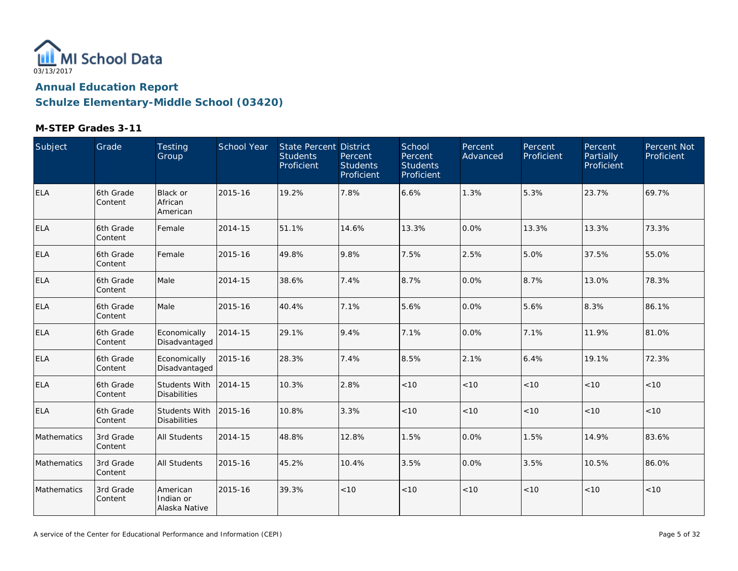MI School Data
03/13/2017

## Annual Education Report
## Schulze Elementary-Middle School (03420)

### M-STEP Grades 3-11

| Subject | Grade | Testing Group | School Year | State Percent Students Proficient | District Percent Students Proficient | School Percent Students Proficient | Percent Advanced | Percent Proficient | Percent Partially Proficient | Percent Not Proficient |
|---|---|---|---|---|---|---|---|---|---|---|
| ELA | 6th Grade Content | Black or African American | 2015-16 | 19.2% | 7.8% | 6.6% | 1.3% | 5.3% | 23.7% | 69.7% |
| ELA | 6th Grade Content | Female | 2014-15 | 51.1% | 14.6% | 13.3% | 0.0% | 13.3% | 13.3% | 73.3% |
| ELA | 6th Grade Content | Female | 2015-16 | 49.8% | 9.8% | 7.5% | 2.5% | 5.0% | 37.5% | 55.0% |
| ELA | 6th Grade Content | Male | 2014-15 | 38.6% | 7.4% | 8.7% | 0.0% | 8.7% | 13.0% | 78.3% |
| ELA | 6th Grade Content | Male | 2015-16 | 40.4% | 7.1% | 5.6% | 0.0% | 5.6% | 8.3% | 86.1% |
| ELA | 6th Grade Content | Economically Disadvantaged | 2014-15 | 29.1% | 9.4% | 7.1% | 0.0% | 7.1% | 11.9% | 81.0% |
| ELA | 6th Grade Content | Economically Disadvantaged | 2015-16 | 28.3% | 7.4% | 8.5% | 2.1% | 6.4% | 19.1% | 72.3% |
| ELA | 6th Grade Content | Students With Disabilities | 2014-15 | 10.3% | 2.8% | <10 | <10 | <10 | <10 | <10 |
| ELA | 6th Grade Content | Students With Disabilities | 2015-16 | 10.8% | 3.3% | <10 | <10 | <10 | <10 | <10 |
| Mathematics | 3rd Grade Content | All Students | 2014-15 | 48.8% | 12.8% | 1.5% | 0.0% | 1.5% | 14.9% | 83.6% |
| Mathematics | 3rd Grade Content | All Students | 2015-16 | 45.2% | 10.4% | 3.5% | 0.0% | 3.5% | 10.5% | 86.0% |
| Mathematics | 3rd Grade Content | American Indian or Alaska Native | 2015-16 | 39.3% | <10 | <10 | <10 | <10 | <10 | <10 |

A service of the Center for Educational Performance and Information (CEPI)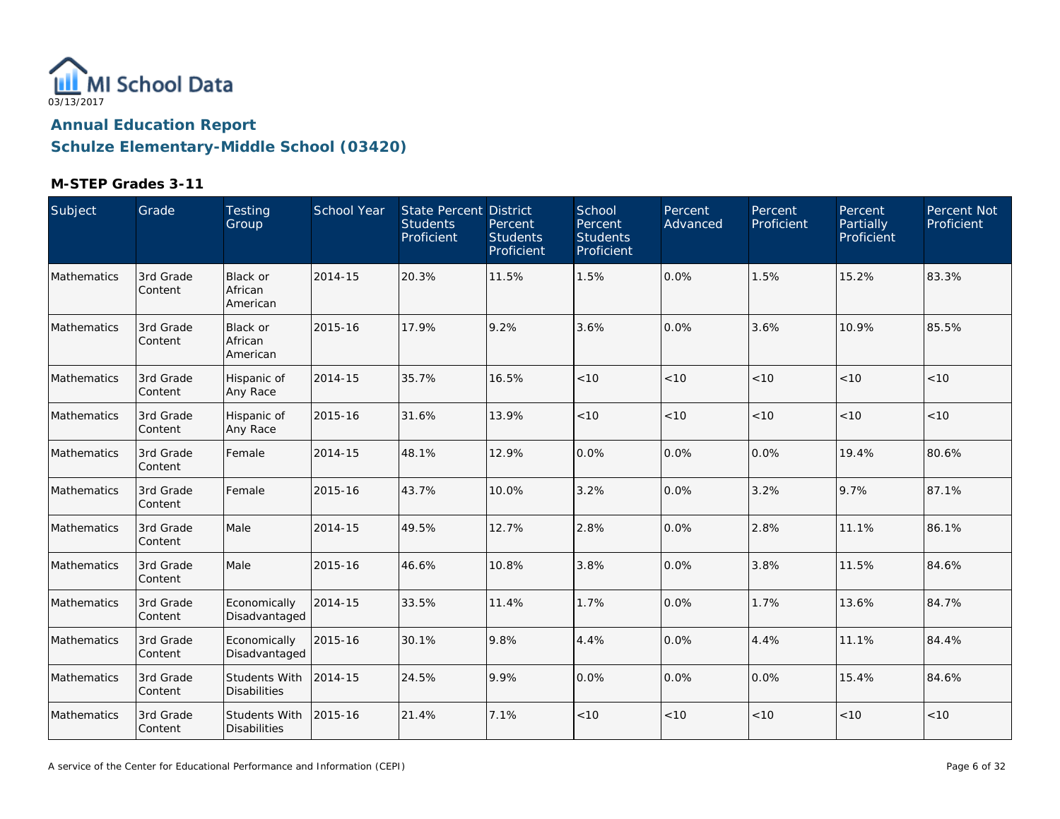MI School Data

03/13/2017

## Annual Education Report

## Schulze Elementary-Middle School (03420)

### M-STEP Grades 3-11

| Subject | Grade | Testing Group | School Year | State Percent Students Proficient | District Percent Students Proficient | School Percent Students Proficient | Percent Advanced | Percent Proficient | Percent Partially Proficient | Percent Not Proficient |
|---|---|---|---|---|---|---|---|---|---|---|
| Mathematics | 3rd Grade Content | Black or African American | 2014-15 | 20.3% | 11.5% | 1.5% | 0.0% | 1.5% | 15.2% | 83.3% |
| Mathematics | 3rd Grade Content | Black or African American | 2015-16 | 17.9% | 9.2% | 3.6% | 0.0% | 3.6% | 10.9% | 85.5% |
| Mathematics | 3rd Grade Content | Hispanic of Any Race | 2014-15 | 35.7% | 16.5% | <10 | <10 | <10 | <10 | <10 |
| Mathematics | 3rd Grade Content | Hispanic of Any Race | 2015-16 | 31.6% | 13.9% | <10 | <10 | <10 | <10 | <10 |
| Mathematics | 3rd Grade Content | Female | 2014-15 | 48.1% | 12.9% | 0.0% | 0.0% | 0.0% | 19.4% | 80.6% |
| Mathematics | 3rd Grade Content | Female | 2015-16 | 43.7% | 10.0% | 3.2% | 0.0% | 3.2% | 9.7% | 87.1% |
| Mathematics | 3rd Grade Content | Male | 2014-15 | 49.5% | 12.7% | 2.8% | 0.0% | 2.8% | 11.1% | 86.1% |
| Mathematics | 3rd Grade Content | Male | 2015-16 | 46.6% | 10.8% | 3.8% | 0.0% | 3.8% | 11.5% | 84.6% |
| Mathematics | 3rd Grade Content | Economically Disadvantaged | 2014-15 | 33.5% | 11.4% | 1.7% | 0.0% | 1.7% | 13.6% | 84.7% |
| Mathematics | 3rd Grade Content | Economically Disadvantaged | 2015-16 | 30.1% | 9.8% | 4.4% | 0.0% | 4.4% | 11.1% | 84.4% |
| Mathematics | 3rd Grade Content | Students With Disabilities | 2014-15 | 24.5% | 9.9% | 0.0% | 0.0% | 0.0% | 15.4% | 84.6% |
| Mathematics | 3rd Grade Content | Students With Disabilities | 2015-16 | 21.4% | 7.1% | <10 | <10 | <10 | <10 | <10 |

A service of the Center for Educational Performance and Information (CEPI)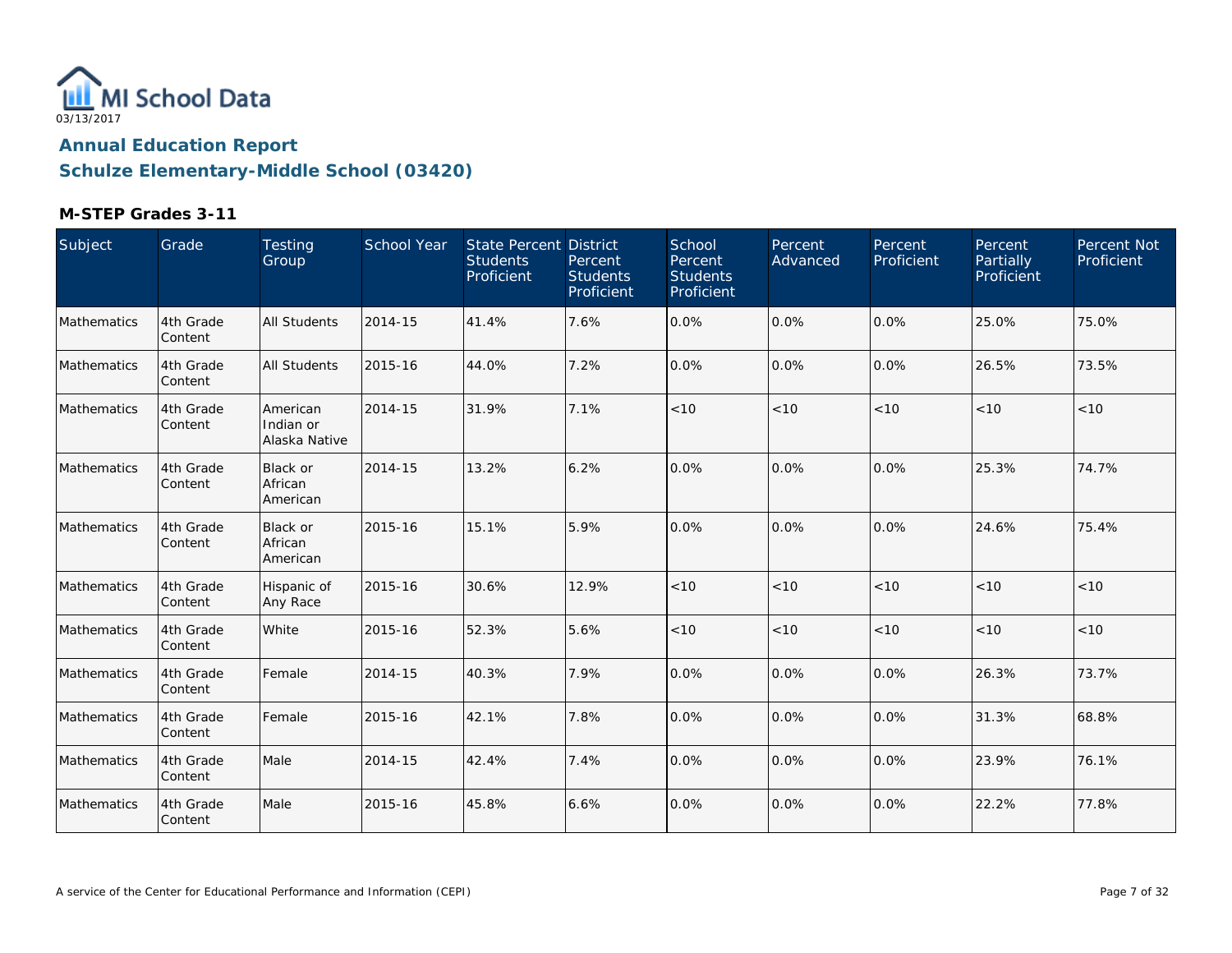MI School Data

03/13/2017

## Annual Education Report

## Schulze Elementary-Middle School (03420)

### M-STEP Grades 3-11

| Subject | Grade | Testing Group | School Year | State Percent Students Proficient | District Percent Students Proficient | School Percent Students Proficient | Percent Advanced | Percent Proficient | Percent Partially Proficient | Percent Not Proficient |
|---|---|---|---|---|---|---|---|---|---|---|
| Mathematics | 4th Grade Content | All Students | 2014-15 | 41.4% | 7.6% | 0.0% | 0.0% | 0.0% | 25.0% | 75.0% |
| Mathematics | 4th Grade Content | All Students | 2015-16 | 44.0% | 7.2% | 0.0% | 0.0% | 0.0% | 26.5% | 73.5% |
| Mathematics | 4th Grade Content | American Indian or Alaska Native | 2014-15 | 31.9% | 7.1% | <10 | <10 | <10 | <10 | <10 |
| Mathematics | 4th Grade Content | Black or African American | 2014-15 | 13.2% | 6.2% | 0.0% | 0.0% | 0.0% | 25.3% | 74.7% |
| Mathematics | 4th Grade Content | Black or African American | 2015-16 | 15.1% | 5.9% | 0.0% | 0.0% | 0.0% | 24.6% | 75.4% |
| Mathematics | 4th Grade Content | Hispanic of Any Race | 2015-16 | 30.6% | 12.9% | <10 | <10 | <10 | <10 | <10 |
| Mathematics | 4th Grade Content | White | 2015-16 | 52.3% | 5.6% | <10 | <10 | <10 | <10 | <10 |
| Mathematics | 4th Grade Content | Female | 2014-15 | 40.3% | 7.9% | 0.0% | 0.0% | 0.0% | 26.3% | 73.7% |
| Mathematics | 4th Grade Content | Female | 2015-16 | 42.1% | 7.8% | 0.0% | 0.0% | 0.0% | 31.3% | 68.8% |
| Mathematics | 4th Grade Content | Male | 2014-15 | 42.4% | 7.4% | 0.0% | 0.0% | 0.0% | 23.9% | 76.1% |
| Mathematics | 4th Grade Content | Male | 2015-16 | 45.8% | 6.6% | 0.0% | 0.0% | 0.0% | 22.2% | 77.8% |

A service of the Center for Educational Performance and Information (CEPI)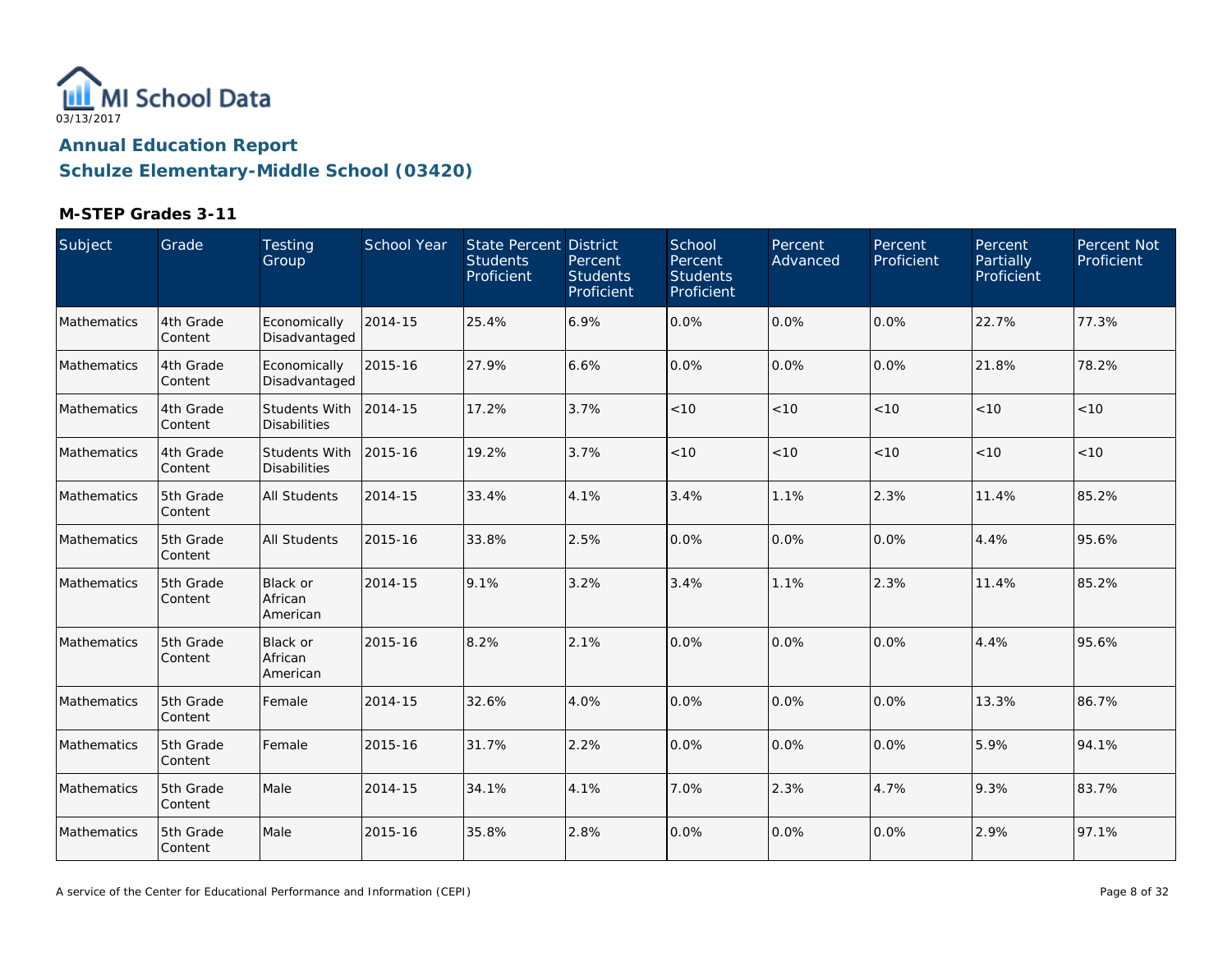MI School Data
03/13/2017

## Annual Education Report

## Schulze Elementary-Middle School (03420)

### M-STEP Grades 3-11

| Subject | Grade | Testing Group | School Year | State Percent Students Proficient | District Percent Students Proficient | School Percent Students Proficient | Percent Advanced | Percent Proficient | Percent Partially Proficient | Percent Not Proficient |
|---|---|---|---|---|---|---|---|---|---|---|
| Mathematics | 4th Grade Content | Economically Disadvantaged | 2014-15 | 25.4% | 6.9% | 0.0% | 0.0% | 0.0% | 22.7% | 77.3% |
| Mathematics | 4th Grade Content | Economically Disadvantaged | 2015-16 | 27.9% | 6.6% | 0.0% | 0.0% | 0.0% | 21.8% | 78.2% |
| Mathematics | 4th Grade Content | Students With Disabilities | 2014-15 | 17.2% | 3.7% | <10 | <10 | <10 | <10 | <10 |
| Mathematics | 4th Grade Content | Students With Disabilities | 2015-16 | 19.2% | 3.7% | <10 | <10 | <10 | <10 | <10 |
| Mathematics | 5th Grade Content | All Students | 2014-15 | 33.4% | 4.1% | 3.4% | 1.1% | 2.3% | 11.4% | 85.2% |
| Mathematics | 5th Grade Content | All Students | 2015-16 | 33.8% | 2.5% | 0.0% | 0.0% | 0.0% | 4.4% | 95.6% |
| Mathematics | 5th Grade Content | Black or African American | 2014-15 | 9.1% | 3.2% | 3.4% | 1.1% | 2.3% | 11.4% | 85.2% |
| Mathematics | 5th Grade Content | Black or African American | 2015-16 | 8.2% | 2.1% | 0.0% | 0.0% | 0.0% | 4.4% | 95.6% |
| Mathematics | 5th Grade Content | Female | 2014-15 | 32.6% | 4.0% | 0.0% | 0.0% | 0.0% | 13.3% | 86.7% |
| Mathematics | 5th Grade Content | Female | 2015-16 | 31.7% | 2.2% | 0.0% | 0.0% | 0.0% | 5.9% | 94.1% |
| Mathematics | 5th Grade Content | Male | 2014-15 | 34.1% | 4.1% | 7.0% | 2.3% | 4.7% | 9.3% | 83.7% |
| Mathematics | 5th Grade Content | Male | 2015-16 | 35.8% | 2.8% | 0.0% | 0.0% | 0.0% | 2.9% | 97.1% |

A service of the Center for Educational Performance and Information (CEPI)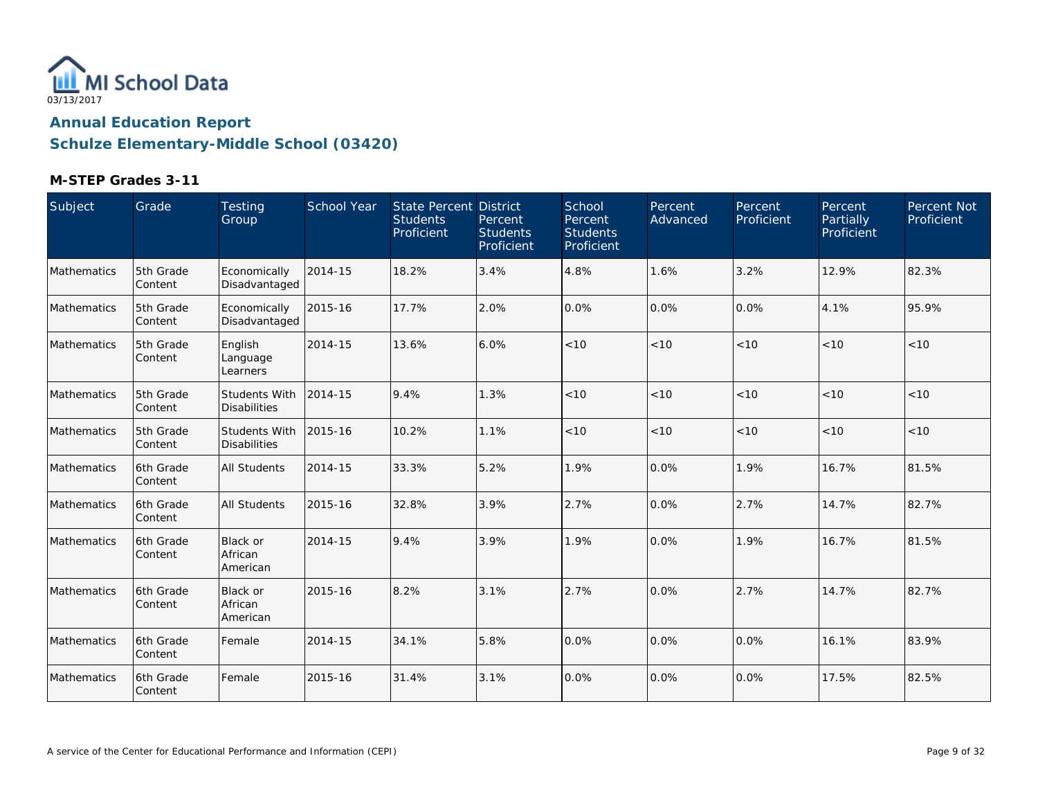MI School Data

03/13/2017

## Annual Education Report

## Schulze Elementary-Middle School (03420)

### M-STEP Grades 3-11

| Subject | Grade | Testing Group | School Year | State Percent Students Proficient | District Percent Students Proficient | School Percent Students Proficient | Percent Advanced | Percent Proficient | Percent Partially Proficient | Percent Not Proficient |
|---|---|---|---|---|---|---|---|---|---|---|
| Mathematics | 5th Grade Content | Economically Disadvantaged | 2014-15 | 18.2% | 3.4% | 4.8% | 1.6% | 3.2% | 12.9% | 82.3% |
| Mathematics | 5th Grade Content | Economically Disadvantaged | 2015-16 | 17.7% | 2.0% | 0.0% | 0.0% | 0.0% | 4.1% | 95.9% |
| Mathematics | 5th Grade Content | English Language Learners | 2014-15 | 13.6% | 6.0% | <10 | <10 | <10 | <10 | <10 |
| Mathematics | 5th Grade Content | Students With Disabilities | 2014-15 | 9.4% | 1.3% | <10 | <10 | <10 | <10 | <10 |
| Mathematics | 5th Grade Content | Students With Disabilities | 2015-16 | 10.2% | 1.1% | <10 | <10 | <10 | <10 | <10 |
| Mathematics | 6th Grade Content | All Students | 2014-15 | 33.3% | 5.2% | 1.9% | 0.0% | 1.9% | 16.7% | 81.5% |
| Mathematics | 6th Grade Content | All Students | 2015-16 | 32.8% | 3.9% | 2.7% | 0.0% | 2.7% | 14.7% | 82.7% |
| Mathematics | 6th Grade Content | Black or African American | 2014-15 | 9.4% | 3.9% | 1.9% | 0.0% | 1.9% | 16.7% | 81.5% |
| Mathematics | 6th Grade Content | Black or African American | 2015-16 | 8.2% | 3.1% | 2.7% | 0.0% | 2.7% | 14.7% | 82.7% |
| Mathematics | 6th Grade Content | Female | 2014-15 | 34.1% | 5.8% | 0.0% | 0.0% | 0.0% | 16.1% | 83.9% |
| Mathematics | 6th Grade Content | Female | 2015-16 | 31.4% | 3.1% | 0.0% | 0.0% | 0.0% | 17.5% | 82.5% |

A service of the Center for Educational Performance and Information (CEPI)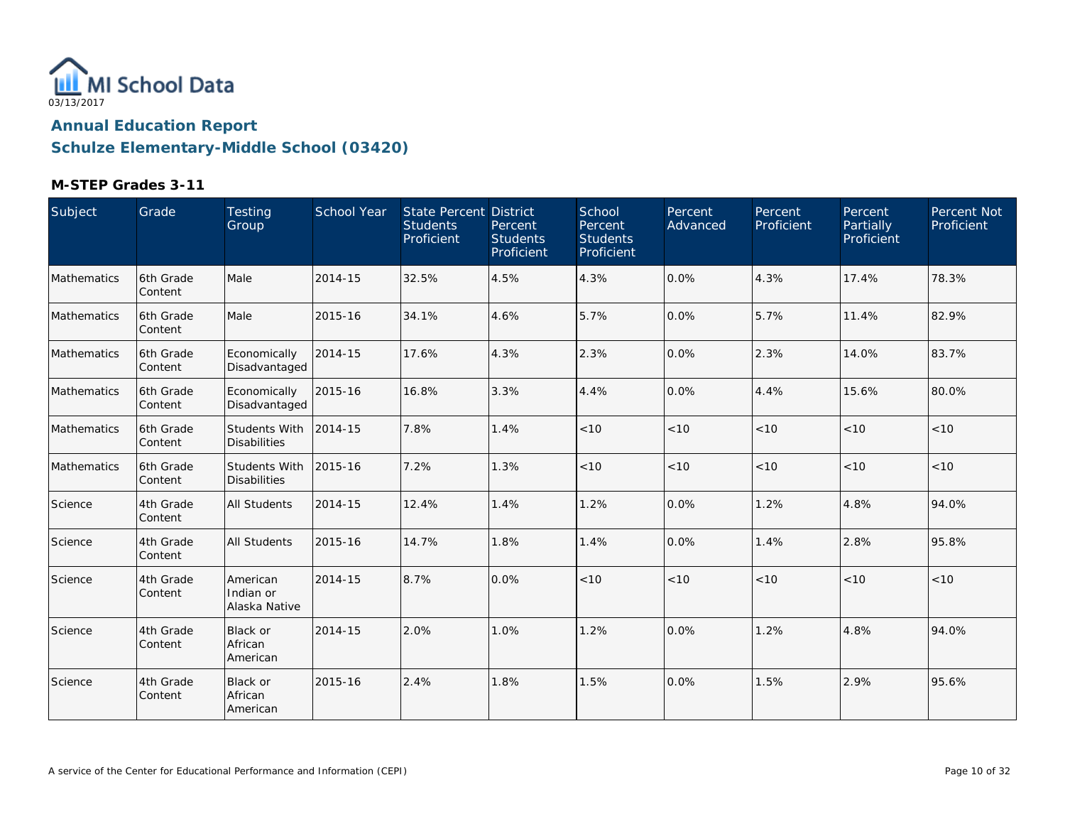MI School Data
03/13/2017

## Annual Education Report
## Schulze Elementary-Middle School (03420)

### M-STEP Grades 3-11

| Subject | Grade | Testing Group | School Year | State Percent Students Proficient | District Percent Students Proficient | School Percent Students Proficient | Percent Advanced | Percent Proficient | Percent Partially Proficient | Percent Not Proficient |
|---|---|---|---|---|---|---|---|---|---|---|
| Mathematics | 6th Grade Content | Male | 2014-15 | 32.5% | 4.5% | 4.3% | 0.0% | 4.3% | 17.4% | 78.3% |
| Mathematics | 6th Grade Content | Male | 2015-16 | 34.1% | 4.6% | 5.7% | 0.0% | 5.7% | 11.4% | 82.9% |
| Mathematics | 6th Grade Content | Economically Disadvantaged | 2014-15 | 17.6% | 4.3% | 2.3% | 0.0% | 2.3% | 14.0% | 83.7% |
| Mathematics | 6th Grade Content | Economically Disadvantaged | 2015-16 | 16.8% | 3.3% | 4.4% | 0.0% | 4.4% | 15.6% | 80.0% |
| Mathematics | 6th Grade Content | Students With Disabilities | 2014-15 | 7.8% | 1.4% | <10 | <10 | <10 | <10 | <10 |
| Mathematics | 6th Grade Content | Students With Disabilities | 2015-16 | 7.2% | 1.3% | <10 | <10 | <10 | <10 | <10 |
| Science | 4th Grade Content | All Students | 2014-15 | 12.4% | 1.4% | 1.2% | 0.0% | 1.2% | 4.8% | 94.0% |
| Science | 4th Grade Content | All Students | 2015-16 | 14.7% | 1.8% | 1.4% | 0.0% | 1.4% | 2.8% | 95.8% |
| Science | 4th Grade Content | American Indian or Alaska Native | 2014-15 | 8.7% | 0.0% | <10 | <10 | <10 | <10 | <10 |
| Science | 4th Grade Content | Black or African American | 2014-15 | 2.0% | 1.0% | 1.2% | 0.0% | 1.2% | 4.8% | 94.0% |
| Science | 4th Grade Content | Black or African American | 2015-16 | 2.4% | 1.8% | 1.5% | 0.0% | 1.5% | 2.9% | 95.6% |

A service of the Center for Educational Performance and Information (CEPI)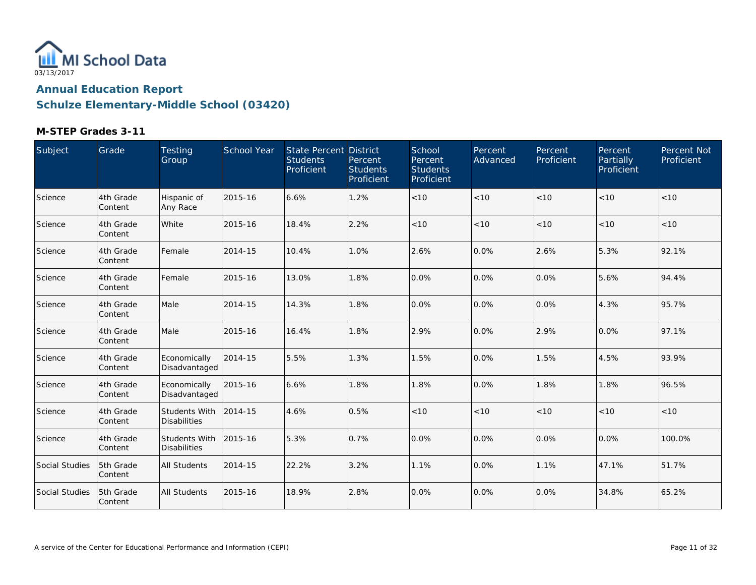MI School Data

03/13/2017

## Annual Education Report

## Schulze Elementary-Middle School (03420)

### M-STEP Grades 3-11

| Subject | Grade | Testing Group | School Year | State Percent Students Proficient | District Percent Students Proficient | School Percent Students Proficient | Percent Advanced | Percent Proficient | Percent Partially Proficient | Percent Not Proficient |
|---|---|---|---|---|---|---|---|---|---|---|
| Science | 4th Grade Content | Hispanic of Any Race | 2015-16 | 6.6% | 1.2% | <10 | <10 | <10 | <10 | <10 |
| Science | 4th Grade Content | White | 2015-16 | 18.4% | 2.2% | <10 | <10 | <10 | <10 | <10 |
| Science | 4th Grade Content | Female | 2014-15 | 10.4% | 1.0% | 2.6% | 0.0% | 2.6% | 5.3% | 92.1% |
| Science | 4th Grade Content | Female | 2015-16 | 13.0% | 1.8% | 0.0% | 0.0% | 0.0% | 5.6% | 94.4% |
| Science | 4th Grade Content | Male | 2014-15 | 14.3% | 1.8% | 0.0% | 0.0% | 0.0% | 4.3% | 95.7% |
| Science | 4th Grade Content | Male | 2015-16 | 16.4% | 1.8% | 2.9% | 0.0% | 2.9% | 0.0% | 97.1% |
| Science | 4th Grade Content | Economically Disadvantaged | 2014-15 | 5.5% | 1.3% | 1.5% | 0.0% | 1.5% | 4.5% | 93.9% |
| Science | 4th Grade Content | Economically Disadvantaged | 2015-16 | 6.6% | 1.8% | 1.8% | 0.0% | 1.8% | 1.8% | 96.5% |
| Science | 4th Grade Content | Students With Disabilities | 2014-15 | 4.6% | 0.5% | <10 | <10 | <10 | <10 | <10 |
| Science | 4th Grade Content | Students With Disabilities | 2015-16 | 5.3% | 0.7% | 0.0% | 0.0% | 0.0% | 0.0% | 100.0% |
| Social Studies | 5th Grade Content | All Students | 2014-15 | 22.2% | 3.2% | 1.1% | 0.0% | 1.1% | 47.1% | 51.7% |
| Social Studies | 5th Grade Content | All Students | 2015-16 | 18.9% | 2.8% | 0.0% | 0.0% | 0.0% | 34.8% | 65.2% |

A service of the Center for Educational Performance and Information (CEPI)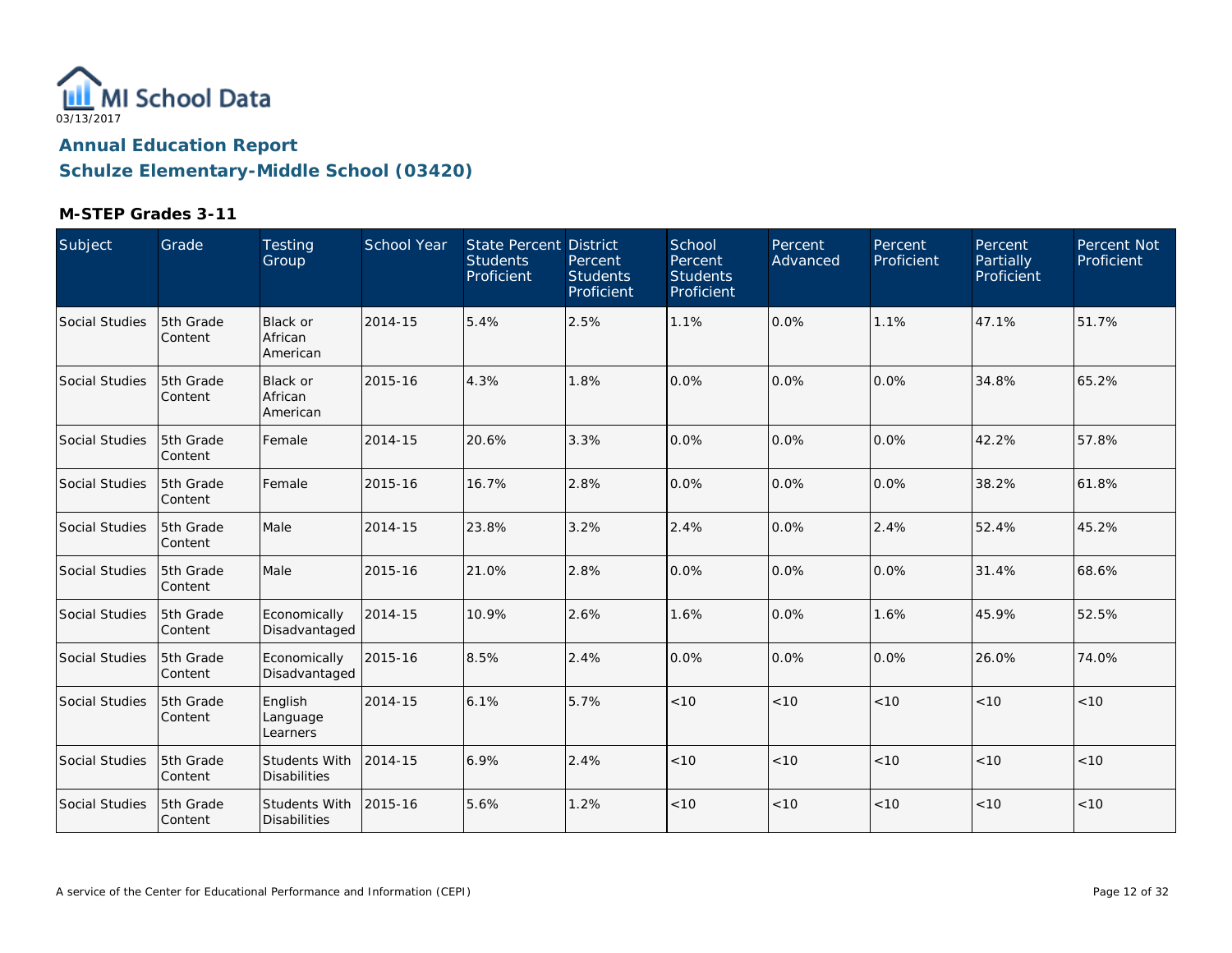03/13/2017

# Annual Education Report

## Schulze Elementary-Middle School (03420)

### M-STEP Grades 3-11

| Subject | Grade | Testing Group | School Year | State Percent Students Proficient | District Percent Students Proficient | School Percent Students Proficient | Percent Advanced | Percent Proficient | Percent Partially Proficient | Percent Not Proficient |
|---|---|---|---|---|---|---|---|---|---|---|
| Social Studies | 5th Grade Content | Black or African American | 2014-15 | 5.4% | 2.5% | 1.1% | 0.0% | 1.1% | 47.1% | 51.7% |
| Social Studies | 5th Grade Content | Black or African American | 2015-16 | 4.3% | 1.8% | 0.0% | 0.0% | 0.0% | 34.8% | 65.2% |
| Social Studies | 5th Grade Content | Female | 2014-15 | 20.6% | 3.3% | 0.0% | 0.0% | 0.0% | 42.2% | 57.8% |
| Social Studies | 5th Grade Content | Female | 2015-16 | 16.7% | 2.8% | 0.0% | 0.0% | 0.0% | 38.2% | 61.8% |
| Social Studies | 5th Grade Content | Male | 2014-15 | 23.8% | 3.2% | 2.4% | 0.0% | 2.4% | 52.4% | 45.2% |
| Social Studies | 5th Grade Content | Male | 2015-16 | 21.0% | 2.8% | 0.0% | 0.0% | 0.0% | 31.4% | 68.6% |
| Social Studies | 5th Grade Content | Economically Disadvantaged | 2014-15 | 10.9% | 2.6% | 1.6% | 0.0% | 1.6% | 45.9% | 52.5% |
| Social Studies | 5th Grade Content | Economically Disadvantaged | 2015-16 | 8.5% | 2.4% | 0.0% | 0.0% | 0.0% | 26.0% | 74.0% |
| Social Studies | 5th Grade Content | English Language Learners | 2014-15 | 6.1% | 5.7% | <10 | <10 | <10 | <10 | <10 |
| Social Studies | 5th Grade Content | Students With Disabilities | 2014-15 | 6.9% | 2.4% | <10 | <10 | <10 | <10 | <10 |
| Social Studies | 5th Grade Content | Students With Disabilities | 2015-16 | 5.6% | 1.2% | <10 | <10 | <10 | <10 | <10 |

A service of the Center for Educational Performance and Information (CEPI)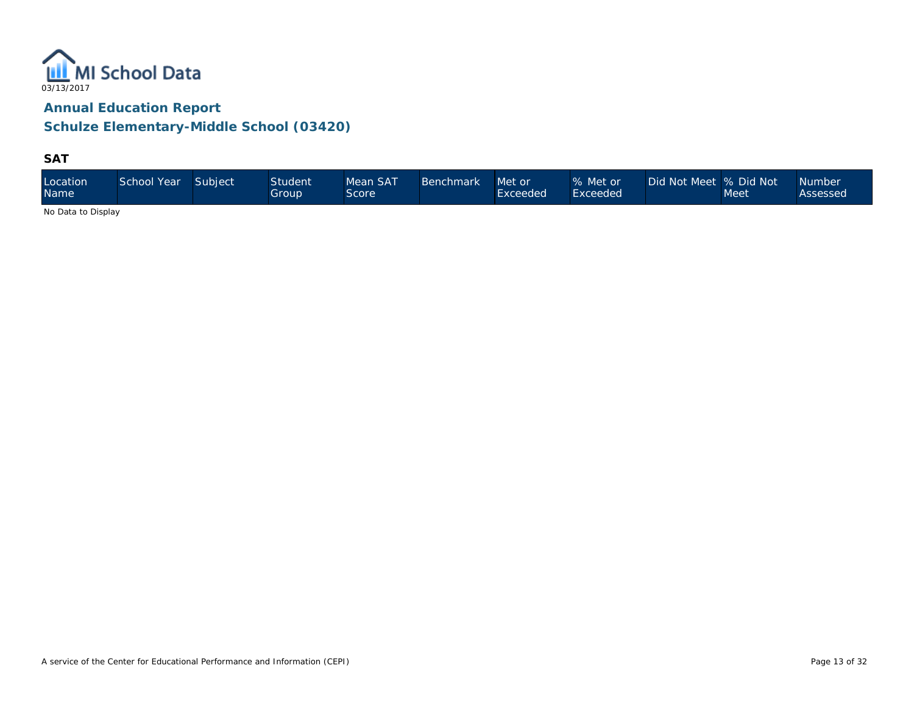MI School Data

03/13/2017

## Annual Education Report

## Schulze Elementary-Middle School (03420)

### SAT

| Location Name | School Year | Subject | Student Group | Mean SAT Score | Benchmark | Met or Exceeded | % Met or Exceeded | Did Not Meet | % Did Not Meet | Number Assessed |
|---|---|---|---|---|---|---|---|---|---|---|

No Data to Display

A service of the Center for Educational Performance and Information (CEPI)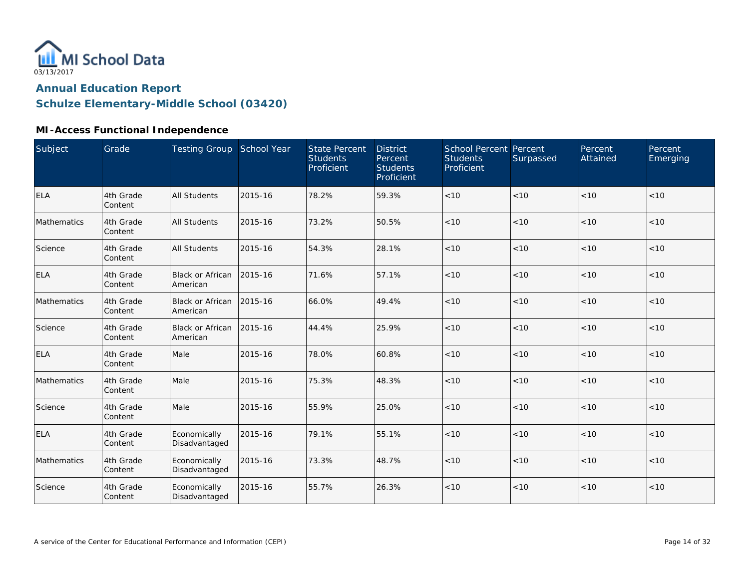MI School Data

03/13/2017

## Annual Education Report

## Schulze Elementary-Middle School (03420)

### MI-Access Functional Independence

| Subject | Grade | Testing Group | School Year | State Percent Students Proficient | District Percent Students Proficient | School Percent Students Proficient | Percent Surpassed | Percent Attained | Percent Emerging |
|---|---|---|---|---|---|---|---|---|---|
| ELA | 4th Grade Content | All Students | 2015-16 | 78.2% | 59.3% | <10 | <10 | <10 | <10 |
| Mathematics | 4th Grade Content | All Students | 2015-16 | 73.2% | 50.5% | <10 | <10 | <10 | <10 |
| Science | 4th Grade Content | All Students | 2015-16 | 54.3% | 28.1% | <10 | <10 | <10 | <10 |
| ELA | 4th Grade Content | Black or African American | 2015-16 | 71.6% | 57.1% | <10 | <10 | <10 | <10 |
| Mathematics | 4th Grade Content | Black or African American | 2015-16 | 66.0% | 49.4% | <10 | <10 | <10 | <10 |
| Science | 4th Grade Content | Black or African American | 2015-16 | 44.4% | 25.9% | <10 | <10 | <10 | <10 |
| ELA | 4th Grade Content | Male | 2015-16 | 78.0% | 60.8% | <10 | <10 | <10 | <10 |
| Mathematics | 4th Grade Content | Male | 2015-16 | 75.3% | 48.3% | <10 | <10 | <10 | <10 |
| Science | 4th Grade Content | Male | 2015-16 | 55.9% | 25.0% | <10 | <10 | <10 | <10 |
| ELA | 4th Grade Content | Economically Disadvantaged | 2015-16 | 79.1% | 55.1% | <10 | <10 | <10 | <10 |
| Mathematics | 4th Grade Content | Economically Disadvantaged | 2015-16 | 73.3% | 48.7% | <10 | <10 | <10 | <10 |
| Science | 4th Grade Content | Economically Disadvantaged | 2015-16 | 55.7% | 26.3% | <10 | <10 | <10 | <10 |

A service of the Center for Educational Performance and Information (CEPI)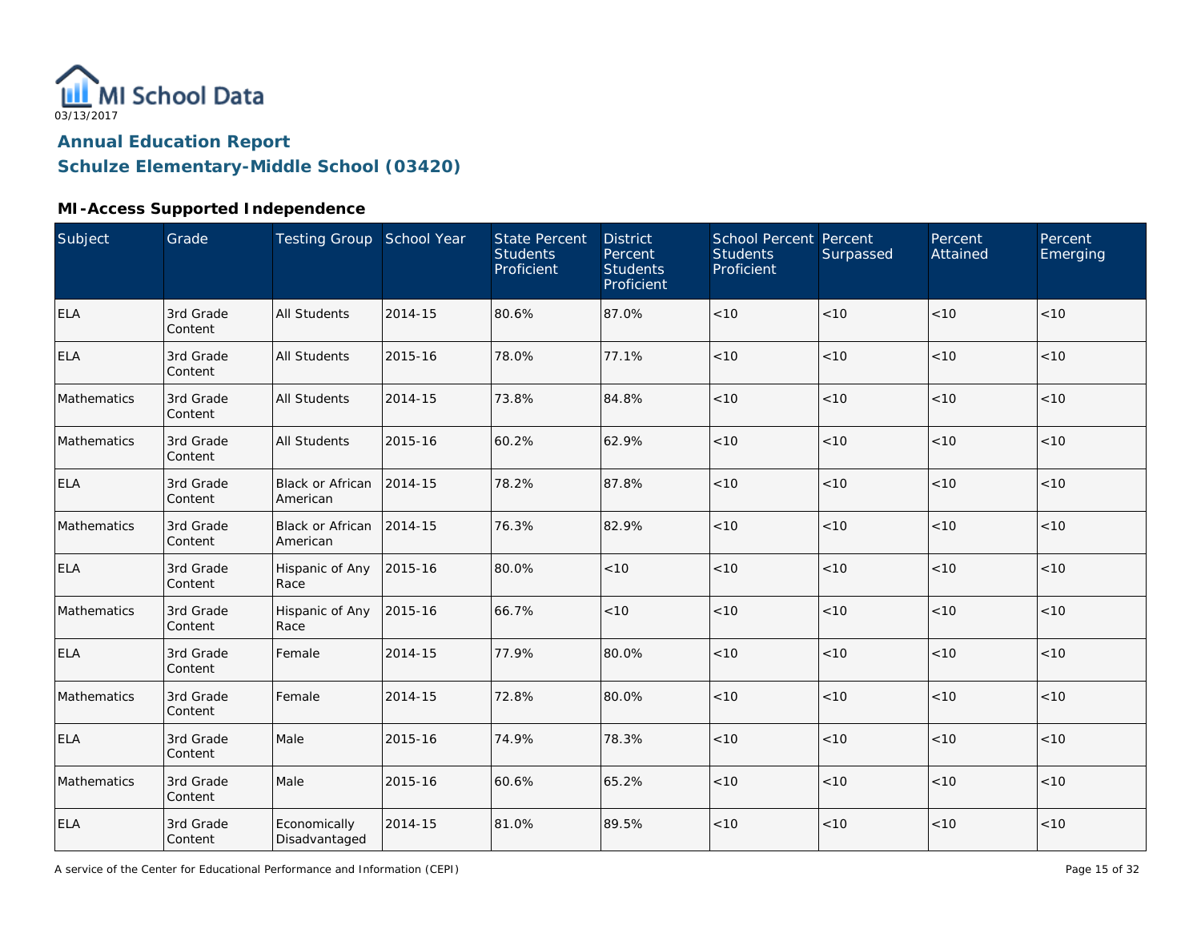MI School Data

03/13/2017

## Annual Education Report

## Schulze Elementary-Middle School (03420)

### MI-Access Supported Independence

| Subject | Grade | Testing Group | School Year | State Percent Students Proficient | District Percent Students Proficient | School Percent Students Proficient | Percent Surpassed | Percent Attained | Percent Emerging |
|---|---|---|---|---|---|---|---|---|---|
| ELA | 3rd Grade Content | All Students | 2014-15 | 80.6% | 87.0% | <10 | <10 | <10 | <10 |
| ELA | 3rd Grade Content | All Students | 2015-16 | 78.0% | 77.1% | <10 | <10 | <10 | <10 |
| Mathematics | 3rd Grade Content | All Students | 2014-15 | 73.8% | 84.8% | <10 | <10 | <10 | <10 |
| Mathematics | 3rd Grade Content | All Students | 2015-16 | 60.2% | 62.9% | <10 | <10 | <10 | <10 |
| ELA | 3rd Grade Content | Black or African American | 2014-15 | 78.2% | 87.8% | <10 | <10 | <10 | <10 |
| Mathematics | 3rd Grade Content | Black or African American | 2014-15 | 76.3% | 82.9% | <10 | <10 | <10 | <10 |
| ELA | 3rd Grade Content | Hispanic of Any Race | 2015-16 | 80.0% | <10 | <10 | <10 | <10 | <10 |
| Mathematics | 3rd Grade Content | Hispanic of Any Race | 2015-16 | 66.7% | <10 | <10 | <10 | <10 | <10 |
| ELA | 3rd Grade Content | Female | 2014-15 | 77.9% | 80.0% | <10 | <10 | <10 | <10 |
| Mathematics | 3rd Grade Content | Female | 2014-15 | 72.8% | 80.0% | <10 | <10 | <10 | <10 |
| ELA | 3rd Grade Content | Male | 2015-16 | 74.9% | 78.3% | <10 | <10 | <10 | <10 |
| Mathematics | 3rd Grade Content | Male | 2015-16 | 60.6% | 65.2% | <10 | <10 | <10 | <10 |
| ELA | 3rd Grade Content | Economically Disadvantaged | 2014-15 | 81.0% | 89.5% | <10 | <10 | <10 | <10 |

A service of the Center for Educational Performance and Information (CEPI)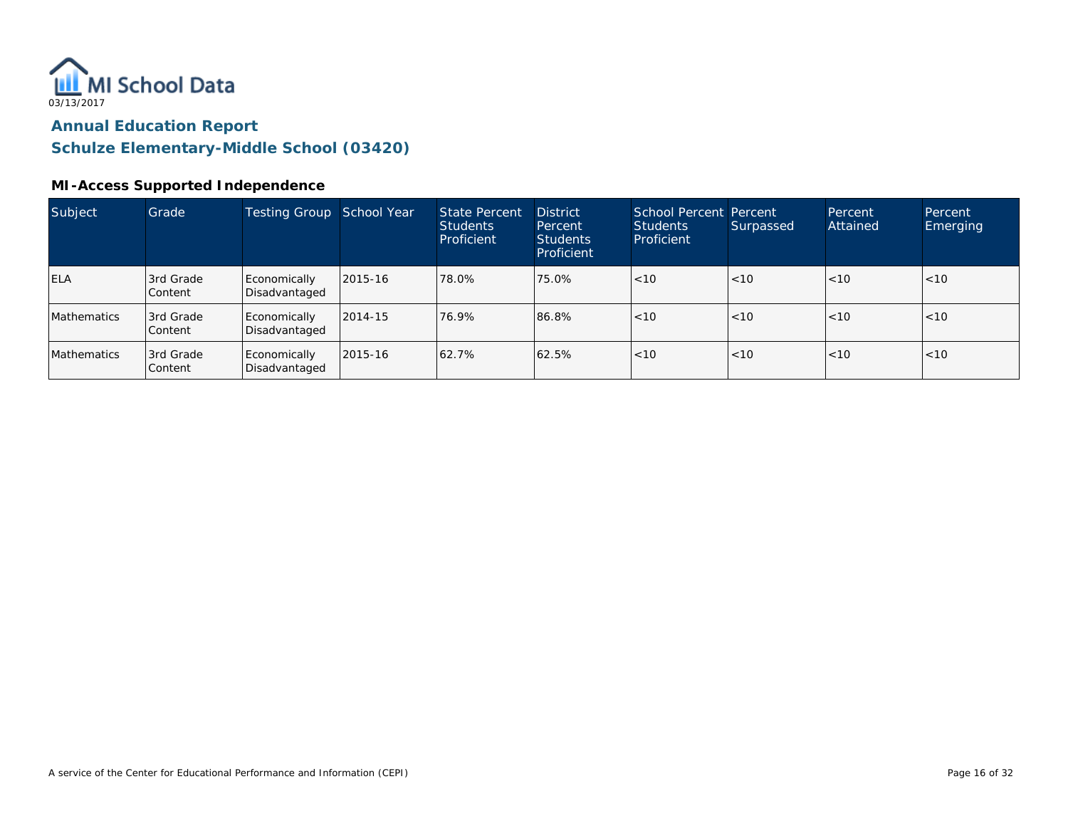MI School Data

03/13/2017

# Annual Education Report

## Schulze Elementary-Middle School (03420)

### MI-Access Supported Independence

| Subject | Grade | Testing Group | School Year | State Percent Students Proficient | District Percent Students Proficient | School Percent Students Proficient | Percent Surpassed | Percent Attained | Percent Emerging |
|---|---|---|---|---|---|---|---|---|---|
| ELA | 3rd Grade Content | Economically Disadvantaged | 2015-16 | 78.0% | 75.0% | <10 | <10 | <10 | <10 |
| Mathematics | 3rd Grade Content | Economically Disadvantaged | 2014-15 | 76.9% | 86.8% | <10 | <10 | <10 | <10 |
| Mathematics | 3rd Grade Content | Economically Disadvantaged | 2015-16 | 62.7% | 62.5% | <10 | <10 | <10 | <10 |

A service of the Center for Educational Performance and Information (CEPI)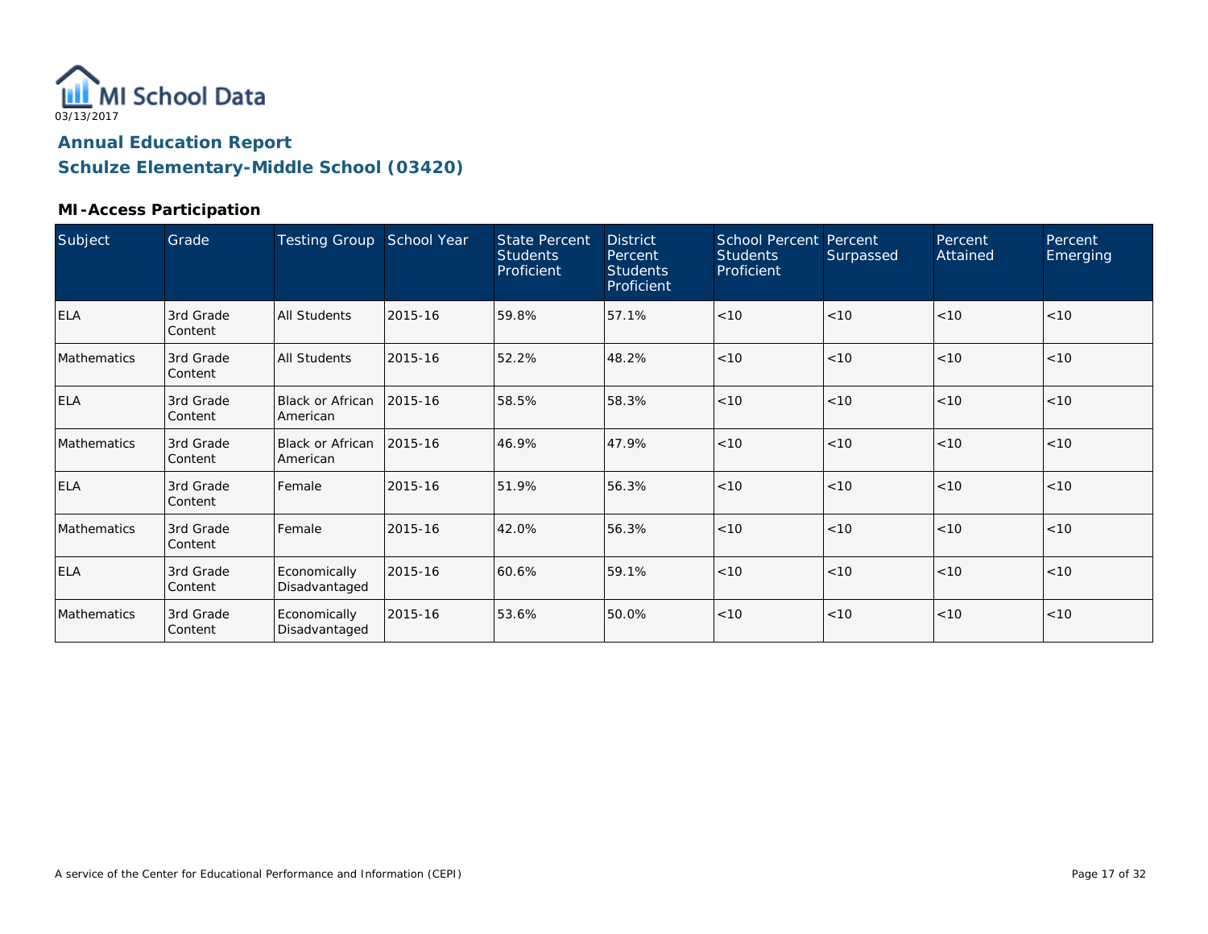MI School Data

03/13/2017

## Annual Education Report

## Schulze Elementary-Middle School (03420)

### MI-Access Participation

| Subject | Grade | Testing Group | School Year | State Percent Students Proficient | District Percent Students Proficient | School Percent Students Proficient | Percent Surpassed | Percent Attained | Percent Emerging |
|---|---|---|---|---|---|---|---|---|---|
| ELA | 3rd Grade Content | All Students | 2015-16 | 59.8% | 57.1% | <10 | <10 | <10 | <10 |
| Mathematics | 3rd Grade Content | All Students | 2015-16 | 52.2% | 48.2% | <10 | <10 | <10 | <10 |
| ELA | 3rd Grade Content | Black or African American | 2015-16 | 58.5% | 58.3% | <10 | <10 | <10 | <10 |
| Mathematics | 3rd Grade Content | Black or African American | 2015-16 | 46.9% | 47.9% | <10 | <10 | <10 | <10 |
| ELA | 3rd Grade Content | Female | 2015-16 | 51.9% | 56.3% | <10 | <10 | <10 | <10 |
| Mathematics | 3rd Grade Content | Female | 2015-16 | 42.0% | 56.3% | <10 | <10 | <10 | <10 |
| ELA | 3rd Grade Content | Economically Disadvantaged | 2015-16 | 60.6% | 59.1% | <10 | <10 | <10 | <10 |
| Mathematics | 3rd Grade Content | Economically Disadvantaged | 2015-16 | 53.6% | 50.0% | <10 | <10 | <10 | <10 |

A service of the Center for Educational Performance and Information (CEPI)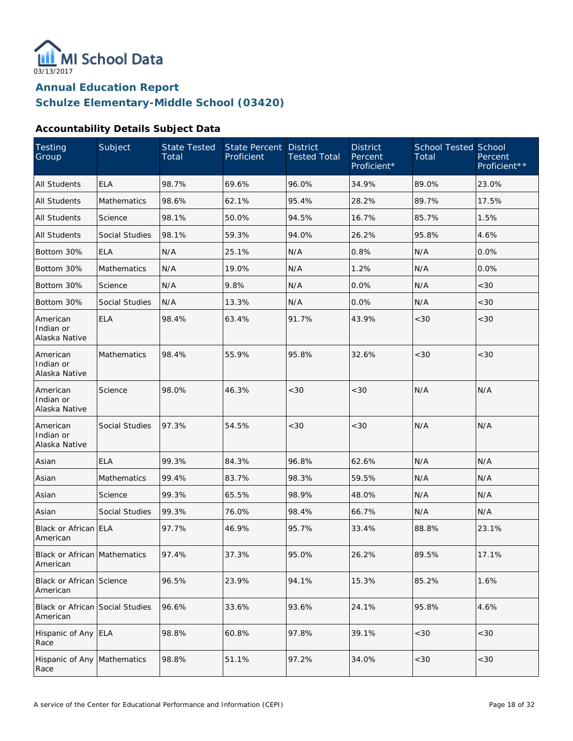03/13/2017

# Annual Education Report
## Schulze Elementary-Middle School (03420)

### Accountability Details Subject Data

| Testing Group | Subject | State Tested Total | State Percent Proficient | District Tested Total | District Percent Proficient* | School Tested Total | School Percent Proficient** |
|---|---|---|---|---|---|---|---|
| All Students | ELA | 98.7% | 69.6% | 96.0% | 34.9% | 89.0% | 23.0% |
| All Students | Mathematics | 98.6% | 62.1% | 95.4% | 28.2% | 89.7% | 17.5% |
| All Students | Science | 98.1% | 50.0% | 94.5% | 16.7% | 85.7% | 1.5% |
| All Students | Social Studies | 98.1% | 59.3% | 94.0% | 26.2% | 95.8% | 4.6% |
| Bottom 30% | ELA | N/A | 25.1% | N/A | 0.8% | N/A | 0.0% |
| Bottom 30% | Mathematics | N/A | 19.0% | N/A | 1.2% | N/A | 0.0% |
| Bottom 30% | Science | N/A | 9.8% | N/A | 0.0% | N/A | <30 |
| Bottom 30% | Social Studies | N/A | 13.3% | N/A | 0.0% | N/A | <30 |
| American Indian or Alaska Native | ELA | 98.4% | 63.4% | 91.7% | 43.9% | <30 | <30 |
| American Indian or Alaska Native | Mathematics | 98.4% | 55.9% | 95.8% | 32.6% | <30 | <30 |
| American Indian or Alaska Native | Science | 98.0% | 46.3% | <30 | <30 | N/A | N/A |
| American Indian or Alaska Native | Social Studies | 97.3% | 54.5% | <30 | <30 | N/A | N/A |
| Asian | ELA | 99.3% | 84.3% | 96.8% | 62.6% | N/A | N/A |
| Asian | Mathematics | 99.4% | 83.7% | 98.3% | 59.5% | N/A | N/A |
| Asian | Science | 99.3% | 65.5% | 98.9% | 48.0% | N/A | N/A |
| Asian | Social Studies | 99.3% | 76.0% | 98.4% | 66.7% | N/A | N/A |
| Black or African American | ELA | 97.7% | 46.9% | 95.7% | 33.4% | 88.8% | 23.1% |
| Black or African American | Mathematics | 97.4% | 37.3% | 95.0% | 26.2% | 89.5% | 17.1% |
| Black or African American | Science | 96.5% | 23.9% | 94.1% | 15.3% | 85.2% | 1.6% |
| Black or African American | Social Studies | 96.6% | 33.6% | 93.6% | 24.1% | 95.8% | 4.6% |
| Hispanic of Any Race | ELA | 98.8% | 60.8% | 97.8% | 39.1% | <30 | <30 |
| Hispanic of Any Race | Mathematics | 98.8% | 51.1% | 97.2% | 34.0% | <30 | <30 |

A service of the Center for Educational Performance and Information (CEPI)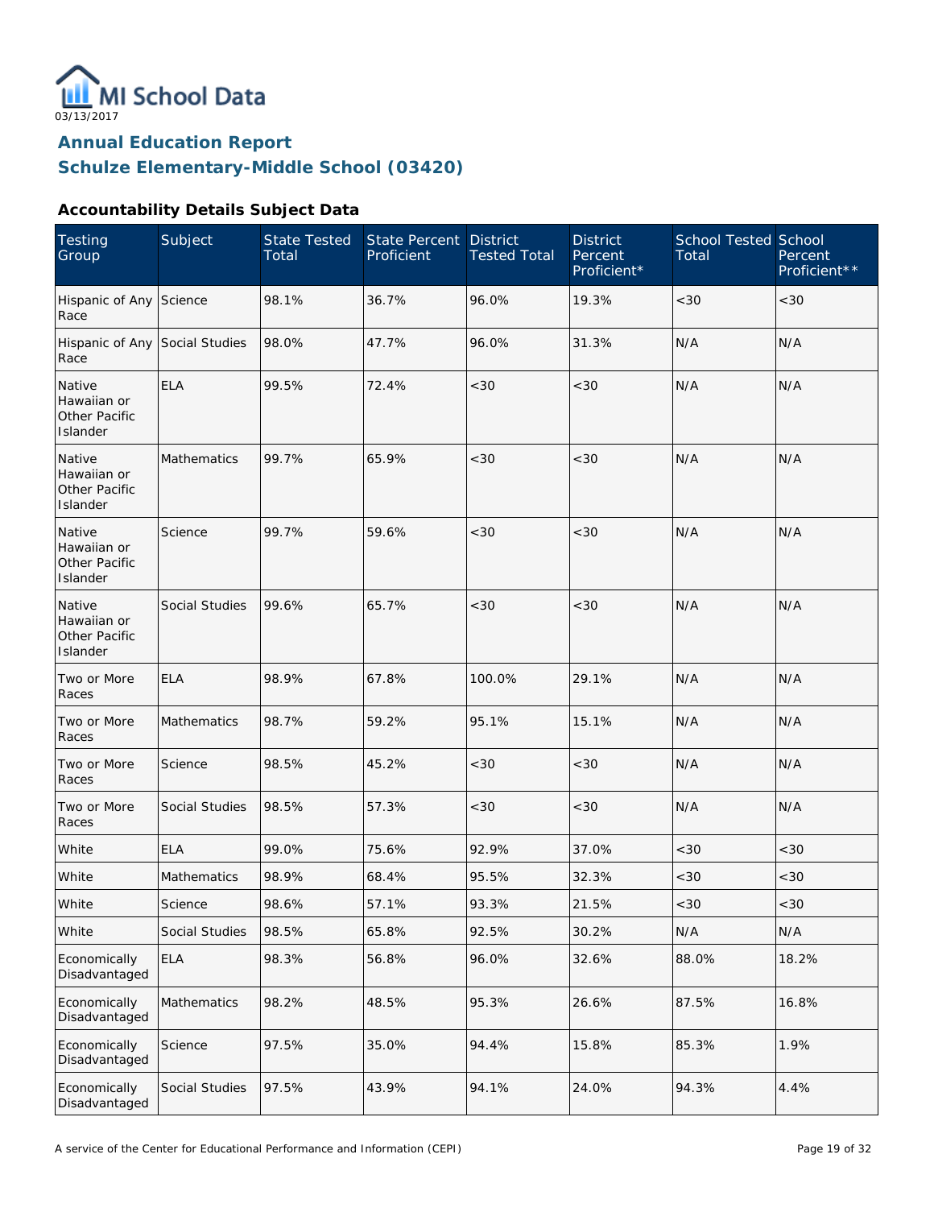03/13/2017

## Annual Education Report
## Schulze Elementary-Middle School (03420)

### Accountability Details Subject Data

| Testing Group | Subject | State Tested Total | State Percent Proficient | District Tested Total | District Percent Proficient* | School Tested Total | School Percent Proficient** |
|---|---|---|---|---|---|---|---|
| Hispanic of Any Race | Science | 98.1% | 36.7% | 96.0% | 19.3% | <30 | <30 |
| Hispanic of Any Race | Social Studies | 98.0% | 47.7% | 96.0% | 31.3% | N/A | N/A |
| Native Hawaiian or Other Pacific Islander | ELA | 99.5% | 72.4% | <30 | <30 | N/A | N/A |
| Native Hawaiian or Other Pacific Islander | Mathematics | 99.7% | 65.9% | <30 | <30 | N/A | N/A |
| Native Hawaiian or Other Pacific Islander | Science | 99.7% | 59.6% | <30 | <30 | N/A | N/A |
| Native Hawaiian or Other Pacific Islander | Social Studies | 99.6% | 65.7% | <30 | <30 | N/A | N/A |
| Two or More Races | ELA | 98.9% | 67.8% | 100.0% | 29.1% | N/A | N/A |
| Two or More Races | Mathematics | 98.7% | 59.2% | 95.1% | 15.1% | N/A | N/A |
| Two or More Races | Science | 98.5% | 45.2% | <30 | <30 | N/A | N/A |
| Two or More Races | Social Studies | 98.5% | 57.3% | <30 | <30 | N/A | N/A |
| White | ELA | 99.0% | 75.6% | 92.9% | 37.0% | <30 | <30 |
| White | Mathematics | 98.9% | 68.4% | 95.5% | 32.3% | <30 | <30 |
| White | Science | 98.6% | 57.1% | 93.3% | 21.5% | <30 | <30 |
| White | Social Studies | 98.5% | 65.8% | 92.5% | 30.2% | N/A | N/A |
| Economically Disadvantaged | ELA | 98.3% | 56.8% | 96.0% | 32.6% | 88.0% | 18.2% |
| Economically Disadvantaged | Mathematics | 98.2% | 48.5% | 95.3% | 26.6% | 87.5% | 16.8% |
| Economically Disadvantaged | Science | 97.5% | 35.0% | 94.4% | 15.8% | 85.3% | 1.9% |
| Economically Disadvantaged | Social Studies | 97.5% | 43.9% | 94.1% | 24.0% | 94.3% | 4.4% |

A service of the Center for Educational Performance and Information (CEPI)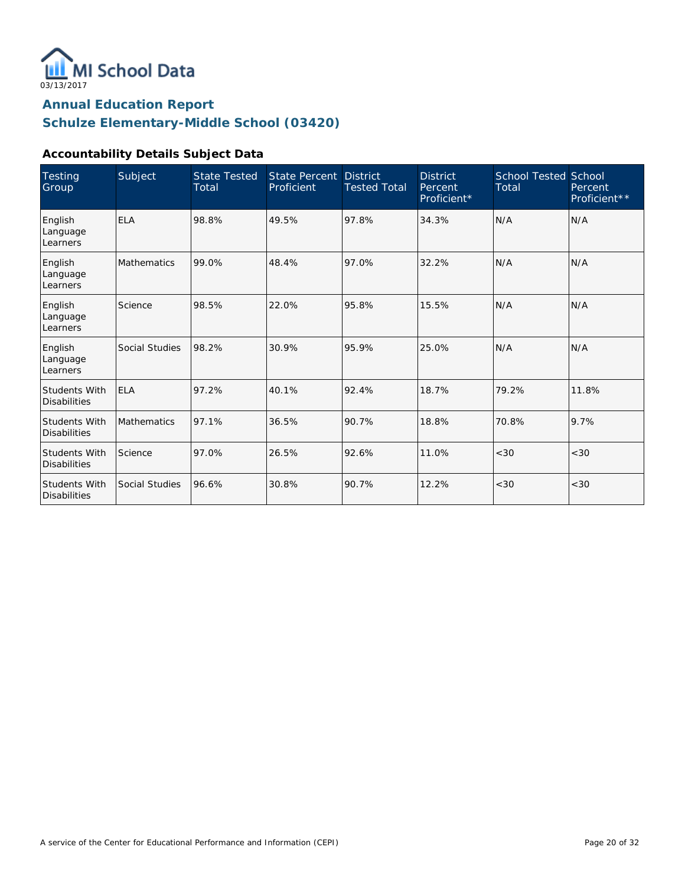MI School Data

03/13/2017

## Annual Education Report
## Schulze Elementary-Middle School (03420)

### Accountability Details Subject Data

| Testing Group | Subject | State Tested Total | State Percent Proficient | District Tested Total | District Percent Proficient* | School Tested Total | School Percent Proficient** |
|---|---|---|---|---|---|---|---|
| English Language Learners | ELA | 98.8% | 49.5% | 97.8% | 34.3% | N/A | N/A |
| English Language Learners | Mathematics | 99.0% | 48.4% | 97.0% | 32.2% | N/A | N/A |
| English Language Learners | Science | 98.5% | 22.0% | 95.8% | 15.5% | N/A | N/A |
| English Language Learners | Social Studies | 98.2% | 30.9% | 95.9% | 25.0% | N/A | N/A |
| Students With Disabilities | ELA | 97.2% | 40.1% | 92.4% | 18.7% | 79.2% | 11.8% |
| Students With Disabilities | Mathematics | 97.1% | 36.5% | 90.7% | 18.8% | 70.8% | 9.7% |
| Students With Disabilities | Science | 97.0% | 26.5% | 92.6% | 11.0% | <30 | <30 |
| Students With Disabilities | Social Studies | 96.6% | 30.8% | 90.7% | 12.2% | <30 | <30 |

A service of the Center for Educational Performance and Information (CEPI)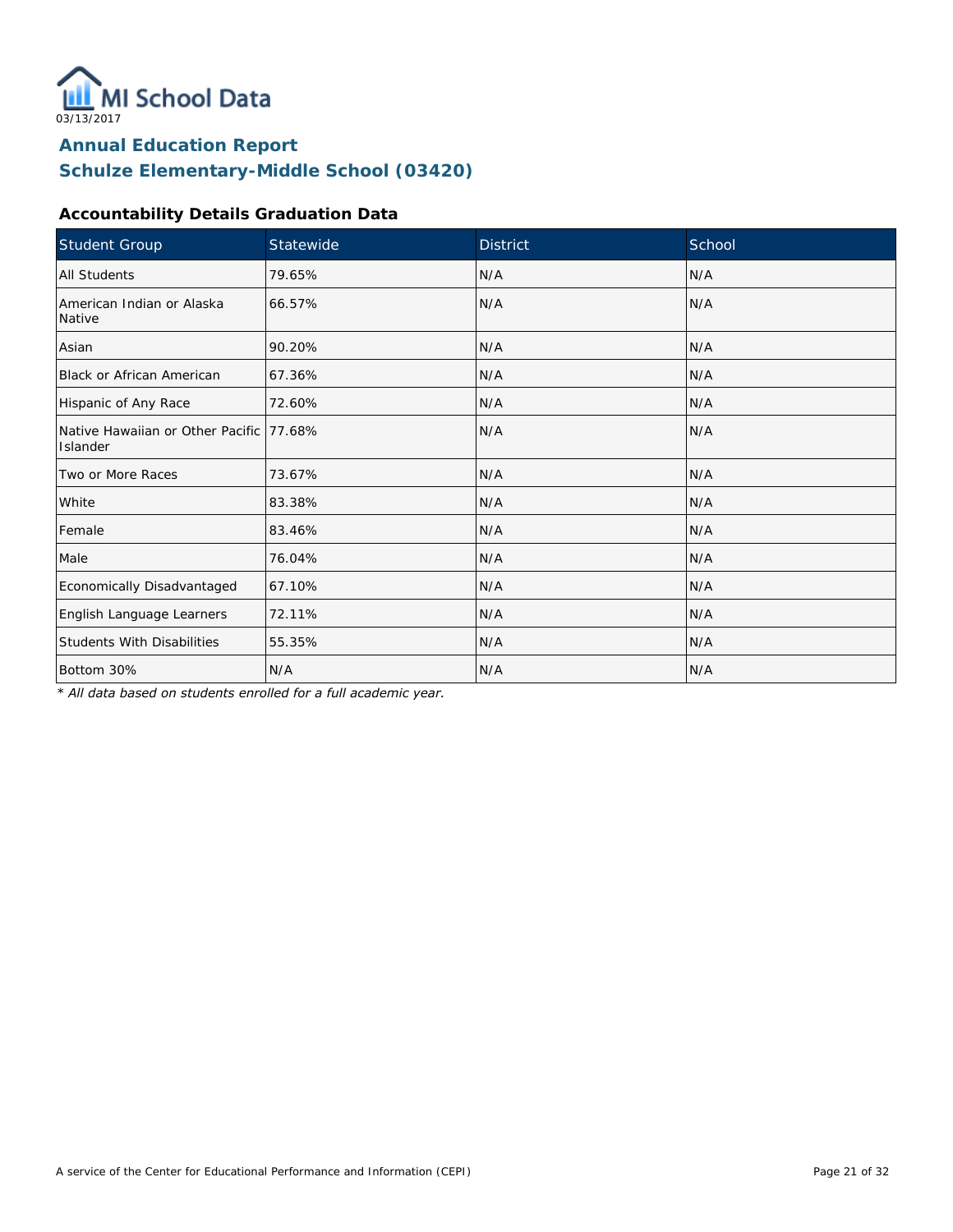MI School Data

03/13/2017

## Annual Education Report
## Schulze Elementary-Middle School (03420)

### Accountability Details Graduation Data

| Student Group | Statewide | District | School |
|---|---|---|---|
| All Students | 79.65% | N/A | N/A |
| American Indian or Alaska Native | 66.57% | N/A | N/A |
| Asian | 90.20% | N/A | N/A |
| Black or African American | 67.36% | N/A | N/A |
| Hispanic of Any Race | 72.60% | N/A | N/A |
| Native Hawaiian or Other Pacific Islander | 77.68% | N/A | N/A |
| Two or More Races | 73.67% | N/A | N/A |
| White | 83.38% | N/A | N/A |
| Female | 83.46% | N/A | N/A |
| Male | 76.04% | N/A | N/A |
| Economically Disadvantaged | 67.10% | N/A | N/A |
| English Language Learners | 72.11% | N/A | N/A |
| Students With Disabilities | 55.35% | N/A | N/A |
| Bottom 30% | N/A | N/A | N/A |

*\* All data based on students enrolled for a full academic year.*

A service of the Center for Educational Performance and Information (CEPI)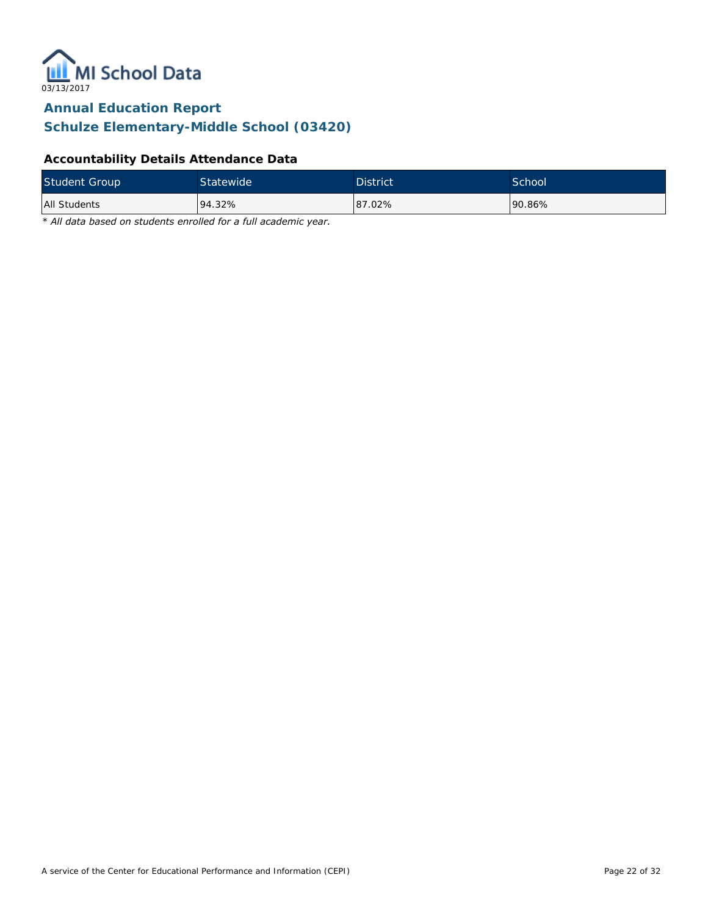MI School Data

03/13/2017

# Annual Education Report
# Schulze Elementary-Middle School (03420)

### Accountability Details Attendance Data

| Student Group | Statewide | District | School |
|---|---|---|---|
| All Students | 94.32% | 87.02% | 90.86% |

*\* All data based on students enrolled for a full academic year.*

A service of the Center for Educational Performance and Information (CEPI)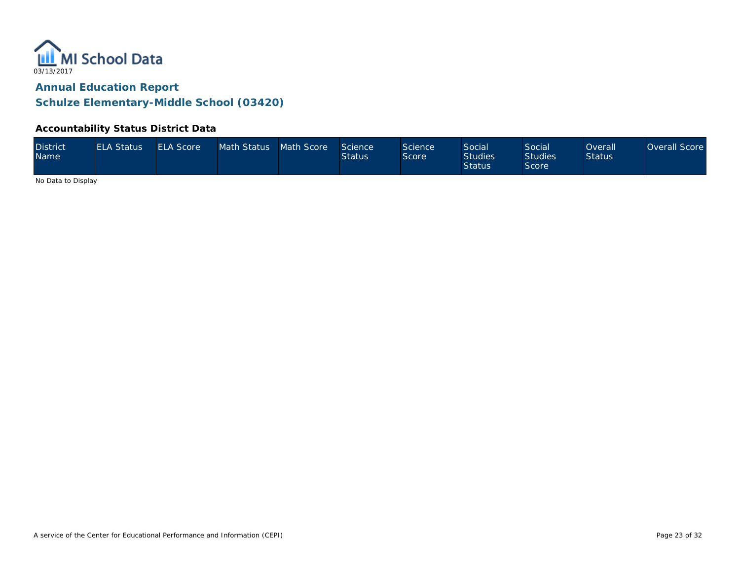MI School Data

03/13/2017

## Annual Education Report

## Schulze Elementary-Middle School (03420)

### Accountability Status District Data

| District Name | ELA Status | ELA Score | Math Status | Math Score | Science Status | Science Score | Social Studies Status | Social Studies Score | Overall Status | Overall Score |
|---|---|---|---|---|---|---|---|---|---|---|

No Data to Display

A service of the Center for Educational Performance and Information (CEPI)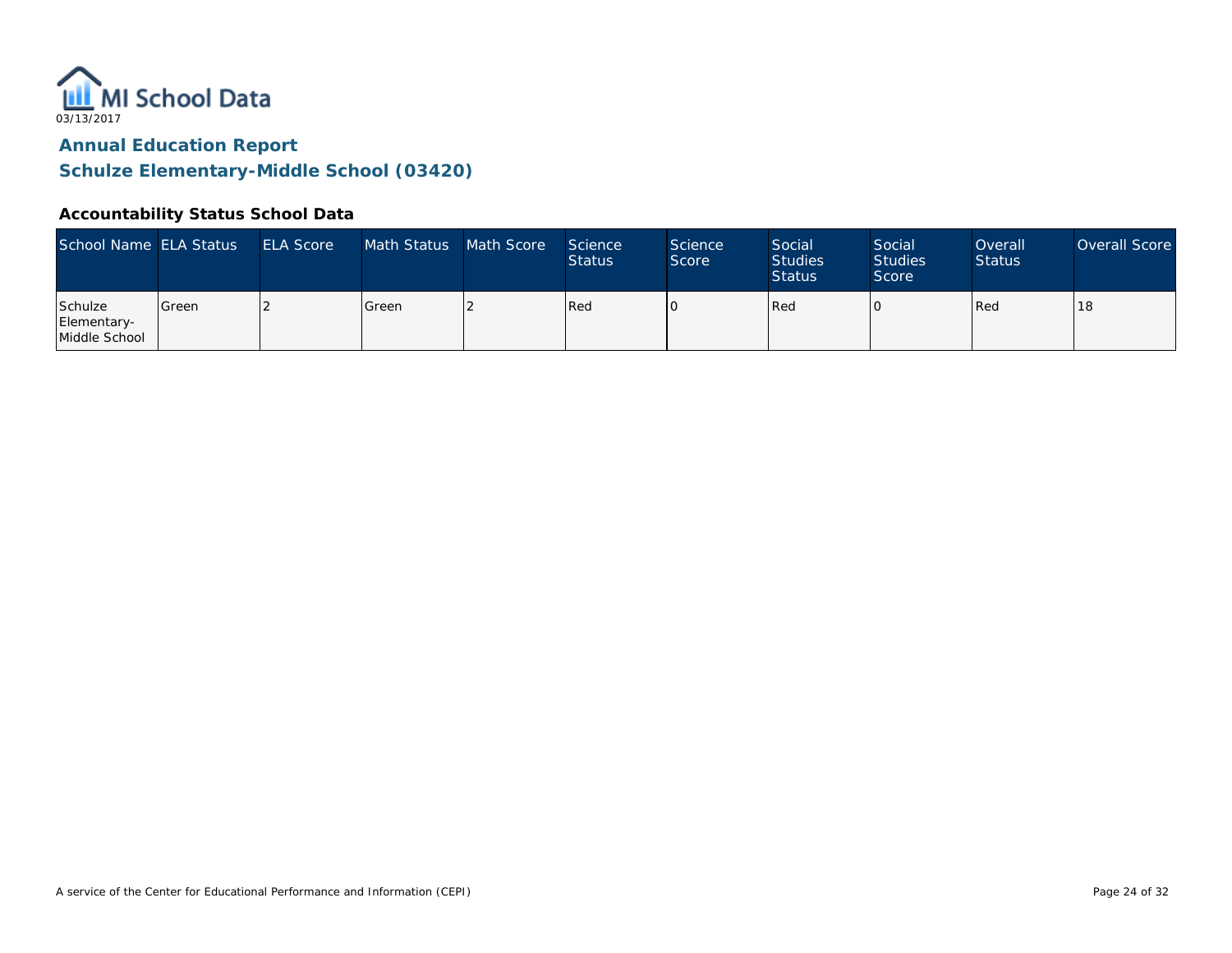MI School Data
03/13/2017

# Annual Education Report

## Schulze Elementary-Middle School (03420)

### Accountability Status School Data

| School Name | ELA Status | ELA Score | Math Status | Math Score | Science Status | Science Score | Social Studies Status | Social Studies Score | Overall Status | Overall Score |
|---|---|---|---|---|---|---|---|---|---|---|
| Schulze Elementary-Middle School | Green | 2 | Green | 2 | Red | 0 | Red | 0 | Red | 18 |

A service of the Center for Educational Performance and Information (CEPI)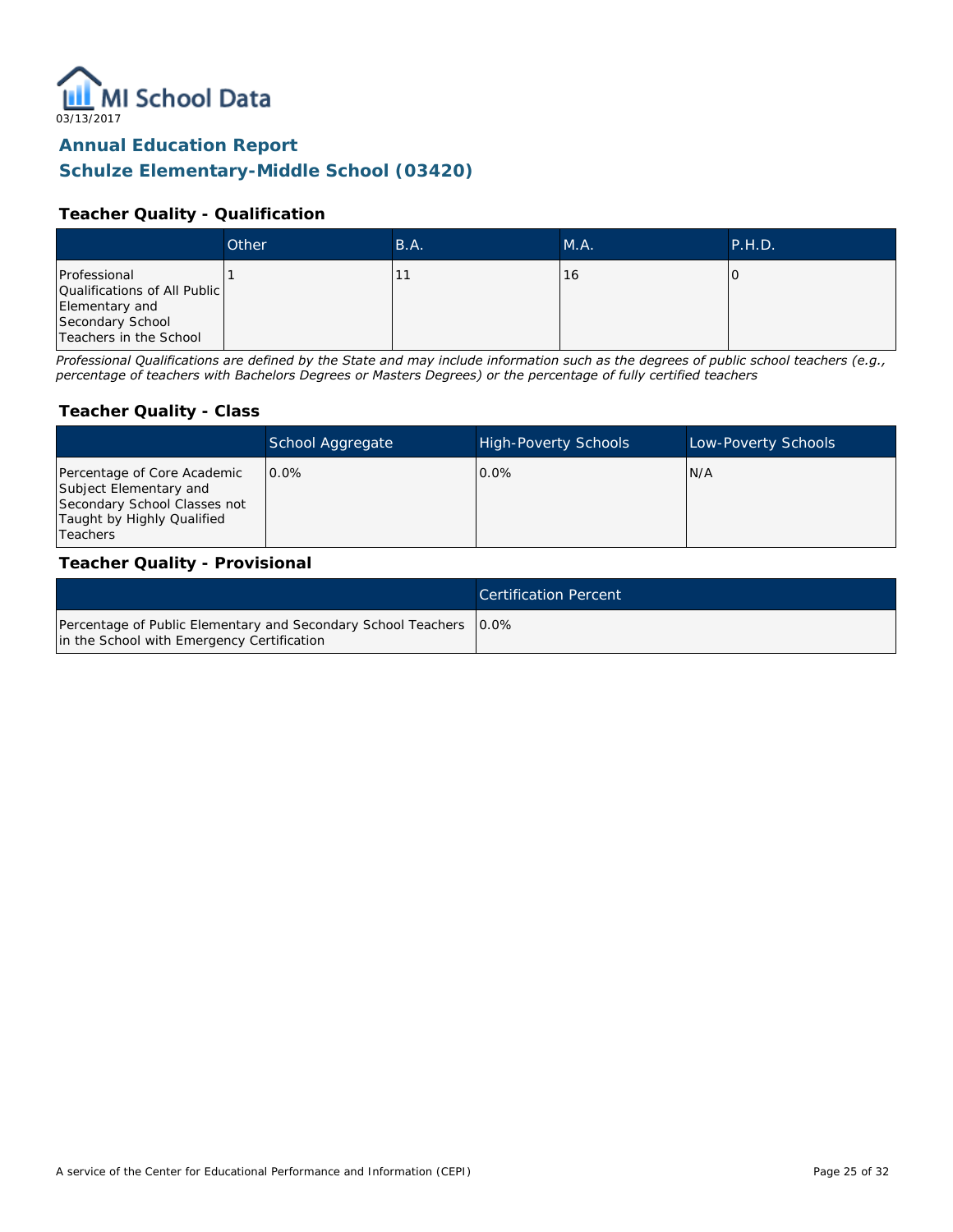MI School Data

03/13/2017

## Annual Education Report
## Schulze Elementary-Middle School (03420)

### Teacher Quality - Qualification

| | Other | B.A. | M.A. | P.H.D. |
|---|---|---|---|---|
| Professional Qualifications of All Public Elementary and Secondary School Teachers in the School | 1 | 11 | 16 | 0 |

*Professional Qualifications are defined by the State and may include information such as the degrees of public school teachers (e.g., percentage of teachers with Bachelors Degrees or Masters Degrees) or the percentage of fully certified teachers*

### Teacher Quality - Class

| | School Aggregate | High-Poverty Schools | Low-Poverty Schools |
|---|---|---|---|
| Percentage of Core Academic Subject Elementary and Secondary School Classes not Taught by Highly Qualified Teachers | 0.0% | 0.0% | N/A |

### Teacher Quality - Provisional

| | Certification Percent |
|---|---|
| Percentage of Public Elementary and Secondary School Teachers in the School with Emergency Certification | 0.0% |

A service of the Center for Educational Performance and Information (CEPI)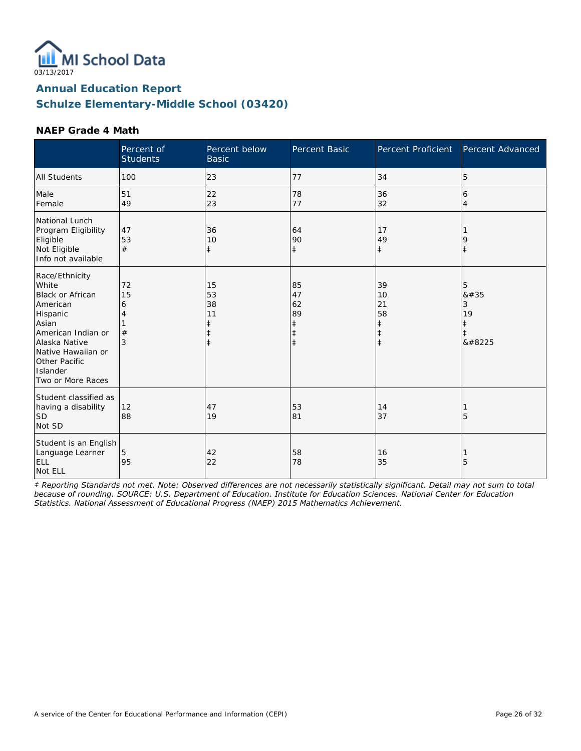03/13/2017

# Annual Education Report

## Schulze Elementary-Middle School (03420)

### NAEP Grade 4 Math

| | Percent of Students | Percent below Basic | Percent Basic | Percent Proficient | Percent Advanced |
|---|---|---|---|---|---|
| All Students | 100 | 23 | 77 | 34 | 5 |
| Male | 51 | 22 | 78 | 36 | 6 |
| Female | 49 | 23 | 77 | 32 | 4 |
| National Lunch Program Eligibility | | | | | |
| Eligible | 47 | 36 | 64 | 17 | 1 |
| Not Eligible | 53 | 10 | 90 | 49 | 9 |
| Info not available | # | ‡ | ‡ | ‡ | ‡ |
| Race/Ethnicity | | | | | |
| White | 72 | 15 | 85 | 39 | 5 |
| Black or African American | 15 | 53 | 47 | 10 | &#35 |
| Hispanic | 6 | 38 | 62 | 21 | 3 |
| Asian | 4 | 11 | 89 | 58 | 19 |
| American Indian or Alaska Native | 1 | ‡ | ‡ | ‡ | ‡ |
| Native Hawaiian or Other Pacific Islander | # | ‡ | ‡ | ‡ | ‡ |
| Two or More Races | 3 | ‡ | ‡ | ‡ | &#8225 |
| Student classified as having a disability | | | | | |
| SD | 12 | 47 | 53 | 14 | 1 |
| Not SD | 88 | 19 | 81 | 37 | 5 |
| Student is an English Language Learner | | | | | |
| ELL | 5 | 42 | 58 | 16 | 1 |
| Not ELL | 95 | 22 | 78 | 35 | 5 |

*‡ Reporting Standards not met. Note: Observed differences are not necessarily statistically significant. Detail may not sum to total because of rounding. SOURCE: U.S. Department of Education. Institute for Education Sciences. National Center for Education Statistics. National Assessment of Educational Progress (NAEP) 2015 Mathematics Achievement.*

A service of the Center for Educational Performance and Information (CEPI)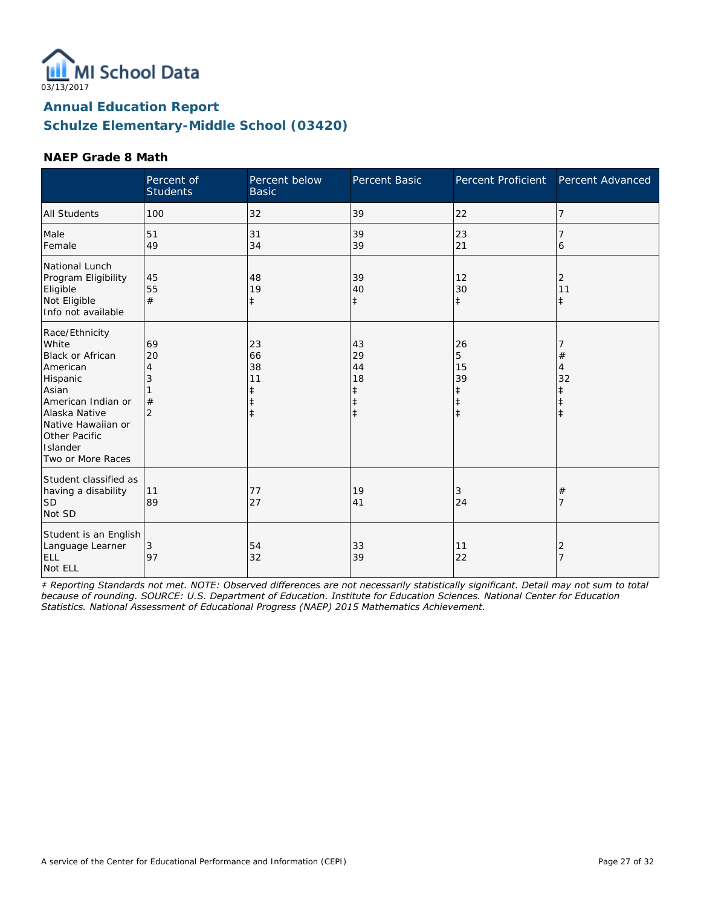03/13/2017

## Annual Education Report
## Schulze Elementary-Middle School (03420)

### NAEP Grade 8 Math

| | Percent of Students | Percent below Basic | Percent Basic | Percent Proficient | Percent Advanced |
|---|---|---|---|---|---|
| All Students | 100 | 32 | 39 | 22 | 7 |
| Male | 51 | 31 | 39 | 23 | 7 |
| Female | 49 | 34 | 39 | 21 | 6 |
| National Lunch Program Eligibility | | | | | |
| Eligible | 45 | 48 | 39 | 12 | 2 |
| Not Eligible | 55 | 19 | 40 | 30 | 11 |
| Info not available | # | ‡ | ‡ | ‡ | ‡ |
| Race/Ethnicity | | | | | |
| White | 69 | 23 | 43 | 26 | 7 |
| Black or African American | 20 | 66 | 29 | 5 | # |
| Hispanic | 4 | 38 | 44 | 15 | 4 |
| Asian | 3 | 11 | 18 | 39 | 32 |
| American Indian or Alaska Native | 1 | ‡ | ‡ | ‡ | ‡ |
| Native Hawaiian or Other Pacific Islander | # | ‡ | ‡ | ‡ | ‡ |
| Two or More Races | 2 | ‡ | ‡ | ‡ | ‡ |
| Student classified as having a disability | | | | | |
| SD | 11 | 77 | 19 | 3 | # |
| Not SD | 89 | 27 | 41 | 24 | 7 |
| Student is an English Language Learner | | | | | |
| ELL | 3 | 54 | 33 | 11 | 2 |
| Not ELL | 97 | 32 | 39 | 22 | 7 |

*‡ Reporting Standards not met. NOTE: Observed differences are not necessarily statistically significant. Detail may not sum to total because of rounding. SOURCE: U.S. Department of Education. Institute for Education Sciences. National Center for Education Statistics. National Assessment of Educational Progress (NAEP) 2015 Mathematics Achievement.*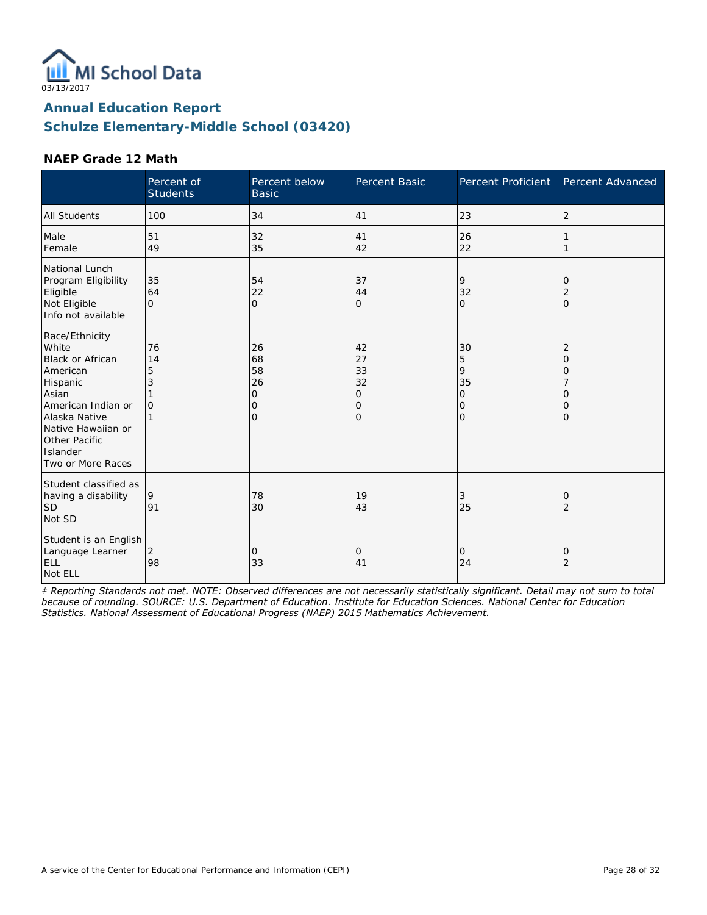MI School Data
03/13/2017

# Annual Education Report
## Schulze Elementary-Middle School (03420)

### NAEP Grade 12 Math

| | Percent of Students | Percent below Basic | Percent Basic | Percent Proficient | Percent Advanced |
|---|---|---|---|---|---|
| All Students | 100 | 34 | 41 | 23 | 2 |
| Male | 51 | 32 | 41 | 26 | 1 |
| Female | 49 | 35 | 42 | 22 | 1 |
| National Lunch Program Eligibility | | | | | |
| Eligible | 35 | 54 | 37 | 9 | 0 |
| Not Eligible | 64 | 22 | 44 | 32 | 2 |
| Info not available | 0 | 0 | 0 | 0 | 0 |
| Race/Ethnicity | | | | | |
| White | 76 | 26 | 42 | 30 | 2 |
| Black or African American | 14 | 68 | 27 | 5 | 0 |
| Hispanic | 5 | 58 | 33 | 9 | 0 |
| Asian | 3 | 26 | 32 | 35 | 7 |
| American Indian or Alaska Native | 1 | 0 | 0 | 0 | 0 |
| Native Hawaiian or Other Pacific Islander | 0 | 0 | 0 | 0 | 0 |
| Two or More Races | 1 | 0 | 0 | 0 | 0 |
| Student classified as having a disability | | | | | |
| SD | 9 | 78 | 19 | 3 | 0 |
| Not SD | 91 | 30 | 43 | 25 | 2 |
| Student is an English Language Learner | | | | | |
| ELL | 2 | 0 | 0 | 0 | 0 |
| Not ELL | 98 | 33 | 41 | 24 | 2 |

*‡ Reporting Standards not met. NOTE: Observed differences are not necessarily statistically significant. Detail may not sum to total because of rounding. SOURCE: U.S. Department of Education. Institute for Education Sciences. National Center for Education Statistics. National Assessment of Educational Progress (NAEP) 2015 Mathematics Achievement.*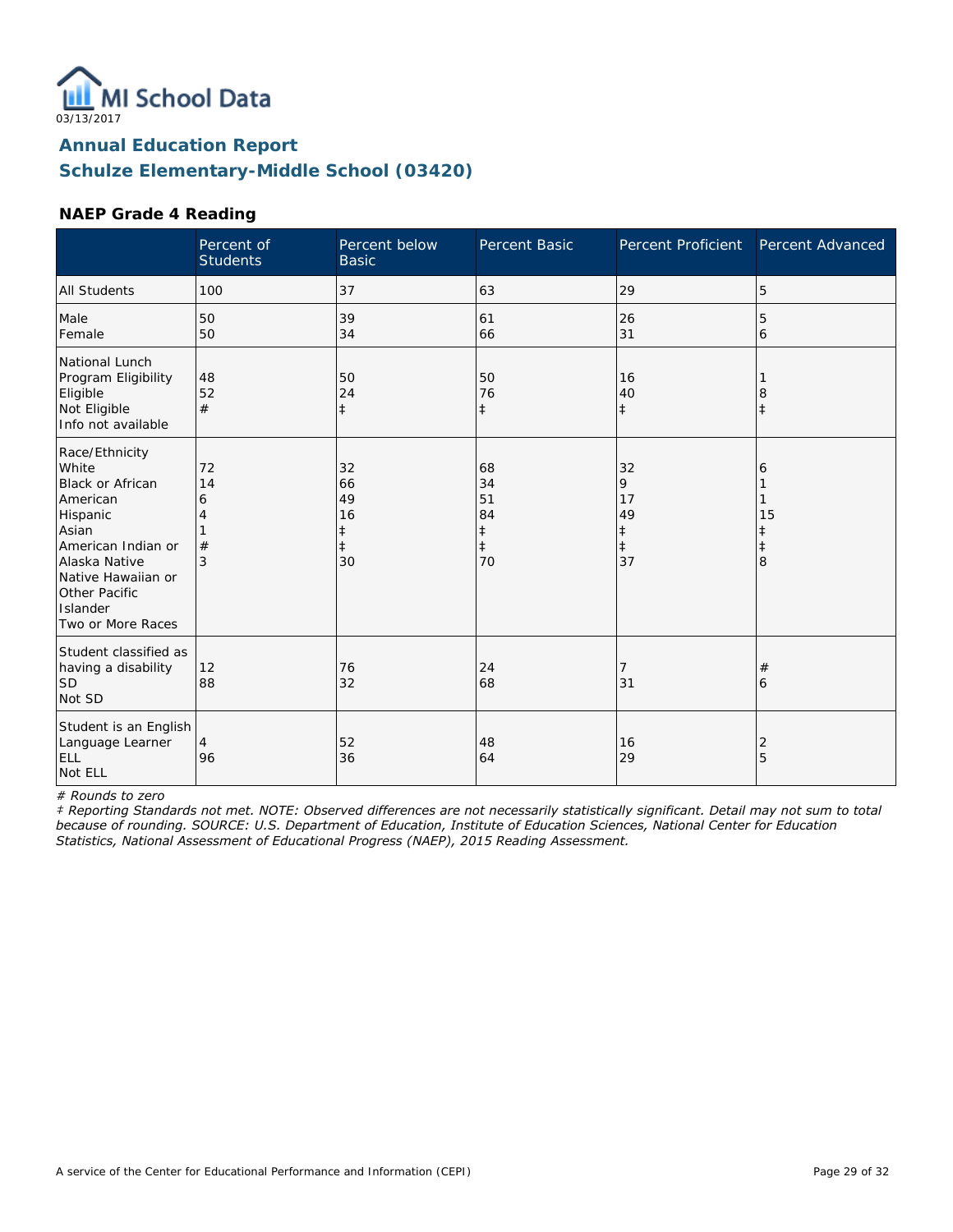MI School Data

03/13/2017

# Annual Education Report
# Schulze Elementary-Middle School (03420)

### NAEP Grade 4 Reading

| | Percent of Students | Percent below Basic | Percent Basic | Percent Proficient | Percent Advanced |
|---|---|---|---|---|---|
| All Students | 100 | 37 | 63 | 29 | 5 |
| Male | 50 | 39 | 61 | 26 | 5 |
| Female | 50 | 34 | 66 | 31 | 6 |
| National Lunch Program Eligibility | | | | | |
| Eligible | 48 | 50 | 50 | 16 | 1 |
| Not Eligible | 52 | 24 | 76 | 40 | 8 |
| Info not available | # | ‡ | ‡ | ‡ | ‡ |
| Race/Ethnicity | | | | | |
| White | 72 | 32 | 68 | 32 | 6 |
| Black or African American | 14 | 66 | 34 | 9 | 1 |
| Hispanic | 6 | 49 | 51 | 17 | 1 |
| Asian | 4 | 16 | 84 | 49 | 15 |
| American Indian or Alaska Native | 1 | ‡ | ‡ | ‡ | ‡ |
| Native Hawaiian or Other Pacific Islander | # | ‡ | ‡ | ‡ | ‡ |
| Two or More Races | 3 | 30 | 70 | 37 | 8 |
| Student classified as having a disability | | | | | |
| SD | 12 | 76 | 24 | 7 | # |
| Not SD | 88 | 32 | 68 | 31 | 6 |
| Student is an English Language Learner | | | | | |
| ELL | 4 | 52 | 48 | 16 | 2 |
| Not ELL | 96 | 36 | 64 | 29 | 5 |

*# Rounds to zero*

*‡ Reporting Standards not met. NOTE: Observed differences are not necessarily statistically significant. Detail may not sum to total because of rounding. SOURCE: U.S. Department of Education, Institute of Education Sciences, National Center for Education Statistics, National Assessment of Educational Progress (NAEP), 2015 Reading Assessment.*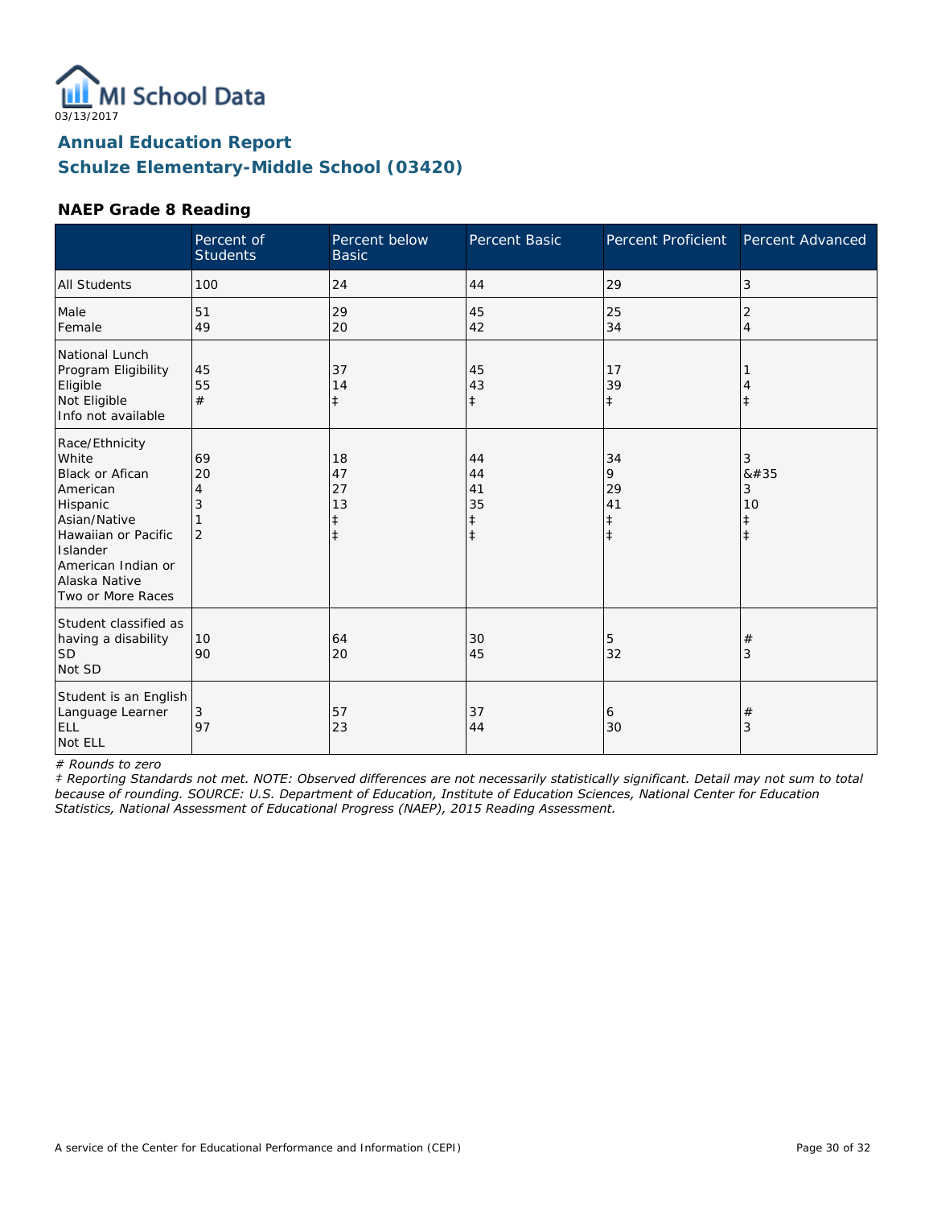03/13/2017

## Annual Education Report
## Schulze Elementary-Middle School (03420)

### NAEP Grade 8 Reading

| | Percent of Students | Percent below Basic | Percent Basic | Percent Proficient | Percent Advanced |
|---|---|---|---|---|---|
| All Students | 100 | 24 | 44 | 29 | 3 |
| Male | 51 | 29 | 45 | 25 | 2 |
| Female | 49 | 20 | 42 | 34 | 4 |
| National Lunch Program Eligibility | | | | | |
| Eligible | 45 | 37 | 45 | 17 | 1 |
| Not Eligible | 55 | 14 | 43 | 39 | 4 |
| Info not available | # | ‡ | ‡ | ‡ | ‡ |
| Race/Ethnicity | | | | | |
| White | 69 | 18 | 44 | 34 | 3 |
| Black or Afican American | 20 | 47 | 44 | 9 | &#35 |
| Hispanic | 4 | 27 | 41 | 29 | 3 |
| Asian/Native Hawaiian or Pacific Islander | 3 | 13 | 35 | 41 | 10 |
| American Indian or Alaska Native | 1 | ‡ | ‡ | ‡ | ‡ |
| Two or More Races | 2 | ‡ | ‡ | ‡ | ‡ |
| Student classified as having a disability | | | | | |
| SD | 10 | 64 | 30 | 5 | # |
| Not SD | 90 | 20 | 45 | 32 | 3 |
| Student is an English Language Learner | | | | | |
| ELL | 3 | 57 | 37 | 6 | # |
| Not ELL | 97 | 23 | 44 | 30 | 3 |

*# Rounds to zero*

*‡ Reporting Standards not met. NOTE: Observed differences are not necessarily statistically significant. Detail may not sum to total because of rounding. SOURCE: U.S. Department of Education, Institute of Education Sciences, National Center for Education Statistics, National Assessment of Educational Progress (NAEP), 2015 Reading Assessment.*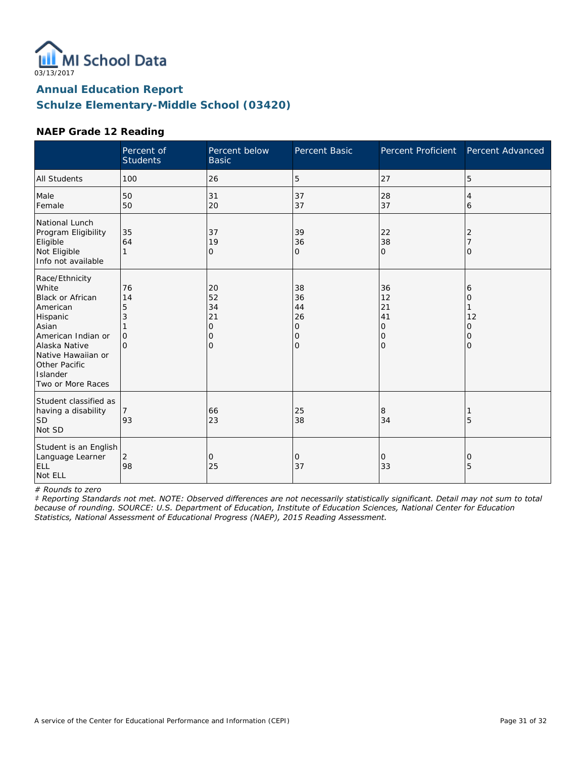MI School Data
03/13/2017

## Annual Education Report
## Schulze Elementary-Middle School (03420)

### NAEP Grade 12 Reading

| | Percent of Students | Percent below Basic | Percent Basic | Percent Proficient | Percent Advanced |
|---|---|---|---|---|---|
| All Students | 100 | 26 | 5 | 27 | 5 |
| Male | 50 | 31 | 37 | 28 | 4 |
| Female | 50 | 20 | 37 | 37 | 6 |
| National Lunch Program Eligibility | | | | | |
| Eligible | 35 | 37 | 39 | 22 | 2 |
| Not Eligible | 64 | 19 | 36 | 38 | 7 |
| Info not available | 1 | 0 | 0 | 0 | 0 |
| Race/Ethnicity | | | | | |
| White | 76 | 20 | 38 | 36 | 6 |
| Black or African American | 14 | 52 | 36 | 12 | 0 |
| Hispanic | 5 | 34 | 44 | 21 | 1 |
| Asian | 3 | 21 | 26 | 41 | 12 |
| American Indian or Alaska Native | 1 | 0 | 0 | 0 | 0 |
| Native Hawaiian or Other Pacific Islander | 0 | 0 | 0 | 0 | 0 |
| Two or More Races | 0 | 0 | 0 | 0 | 0 |
| Student classified as having a disability | | | | | |
| SD | 7 | 66 | 25 | 8 | 1 |
| Not SD | 93 | 23 | 38 | 34 | 5 |
| Student is an English Language Learner | | | | | |
| ELL | 2 | 0 | 0 | 0 | 0 |
| Not ELL | 98 | 25 | 37 | 33 | 5 |

*# Rounds to zero*

*‡ Reporting Standards not met. NOTE: Observed differences are not necessarily statistically significant. Detail may not sum to total because of rounding. SOURCE: U.S. Department of Education, Institute of Education Sciences, National Center for Education Statistics, National Assessment of Educational Progress (NAEP), 2015 Reading Assessment.*

A service of the Center for Educational Performance and Information (CEPI)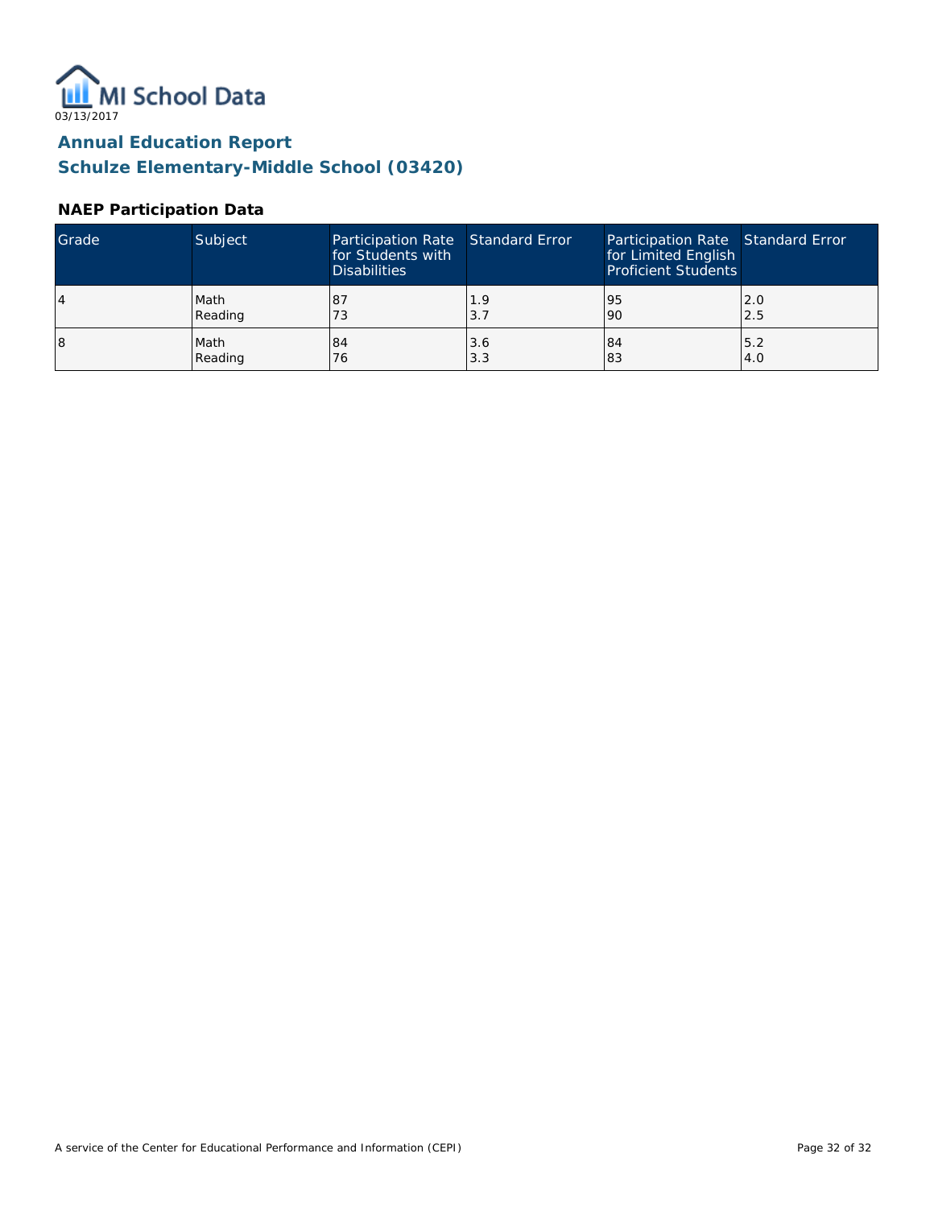MI School Data

03/13/2017

## Annual Education Report
## Schulze Elementary-Middle School (03420)

### NAEP Participation Data

| Grade | Subject | Participation Rate for Students with Disabilities | Standard Error | Participation Rate for Limited English Proficient Students | Standard Error |
|---|---|---|---|---|---|
| 4 | Math<br>Reading | 87<br>73 | 1.9<br>3.7 | 95<br>90 | 2.0<br>2.5 |
| 8 | Math<br>Reading | 84<br>76 | 3.6<br>3.3 | 84<br>83 | 5.2<br>4.0 |

A service of the Center for Educational Performance and Information (CEPI)